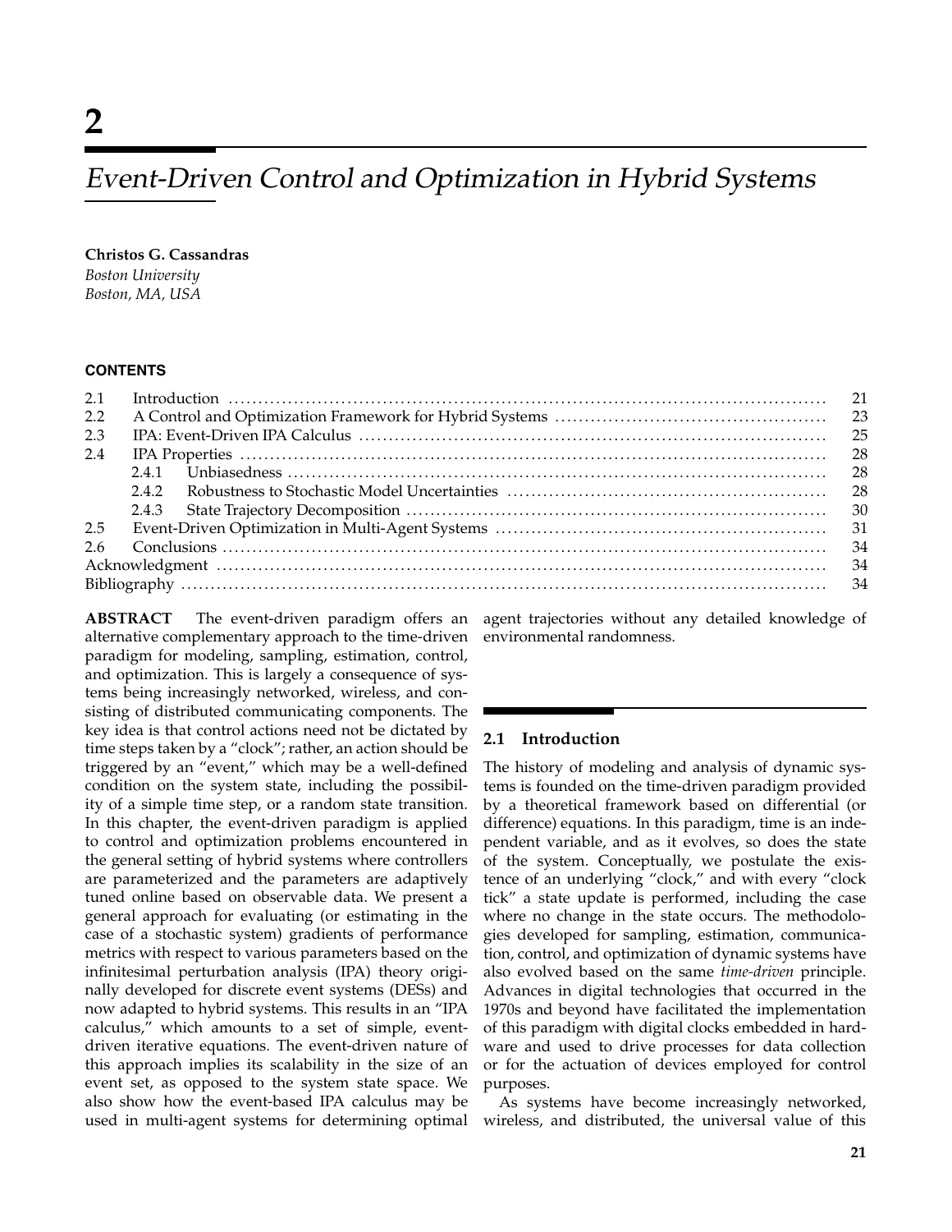# 2

# *Event-Driven Control and Optimization in Hybrid Systems*

**Christos G. Cassandras**
*Boston University*
*Boston, MA, USA*

**CONTENTS**

| | | |
|---|---|---|
| 2.1 | Introduction | 21 |
| 2.2 | A Control and Optimization Framework for Hybrid Systems | 23 |
| 2.3 | IPA: Event-Driven IPA Calculus | 25 |
| 2.4 | IPA Properties | 28 |
| | 2.4.1 Unbiasedness | 28 |
| | 2.4.2 Robustness to Stochastic Model Uncertainties | 28 |
| | 2.4.3 State Trajectory Decomposition | 30 |
| 2.5 | Event-Driven Optimization in Multi-Agent Systems | 31 |
| 2.6 | Conclusions | 34 |
| Acknowledgment | | 34 |
| Bibliography | | 34 |

**ABSTRACT** The event-driven paradigm offers an alternative complementary approach to the time-driven paradigm for modeling, sampling, estimation, control, and optimization. This is largely a consequence of systems being increasingly networked, wireless, and consisting of distributed communicating components. The key idea is that control actions need not be dictated by time steps taken by a "clock"; rather, an action should be triggered by an "event," which may be a well-defined condition on the system state, including the possibility of a simple time step, or a random state transition. In this chapter, the event-driven paradigm is applied to control and optimization problems encountered in the general setting of hybrid systems where controllers are parameterized and the parameters are adaptively tuned online based on observable data. We present a general approach for evaluating (or estimating in the case of a stochastic system) gradients of performance metrics with respect to various parameters based on the infinitesimal perturbation analysis (IPA) theory originally developed for discrete event systems (DESs) and now adapted to hybrid systems. This results in an "IPA calculus," which amounts to a set of simple, event-driven iterative equations. The event-driven nature of this approach implies its scalability in the size of an event set, as opposed to the system state space. We also show how the event-based IPA calculus may be used in multi-agent systems for determining optimal agent trajectories without any detailed knowledge of environmental randomness.

## 2.1 Introduction

The history of modeling and analysis of dynamic systems is founded on the time-driven paradigm provided by a theoretical framework based on differential (or difference) equations. In this paradigm, time is an independent variable, and as it evolves, so does the state of the system. Conceptually, we postulate the existence of an underlying "clock," and with every "clock tick" a state update is performed, including the case where no change in the state occurs. The methodologies developed for sampling, estimation, communication, control, and optimization of dynamic systems have also evolved based on the same *time-driven* principle. Advances in digital technologies that occurred in the 1970s and beyond have facilitated the implementation of this paradigm with digital clocks embedded in hardware and used to drive processes for data collection or for the actuation of devices employed for control purposes.

As systems have become increasingly networked, wireless, and distributed, the universal value of this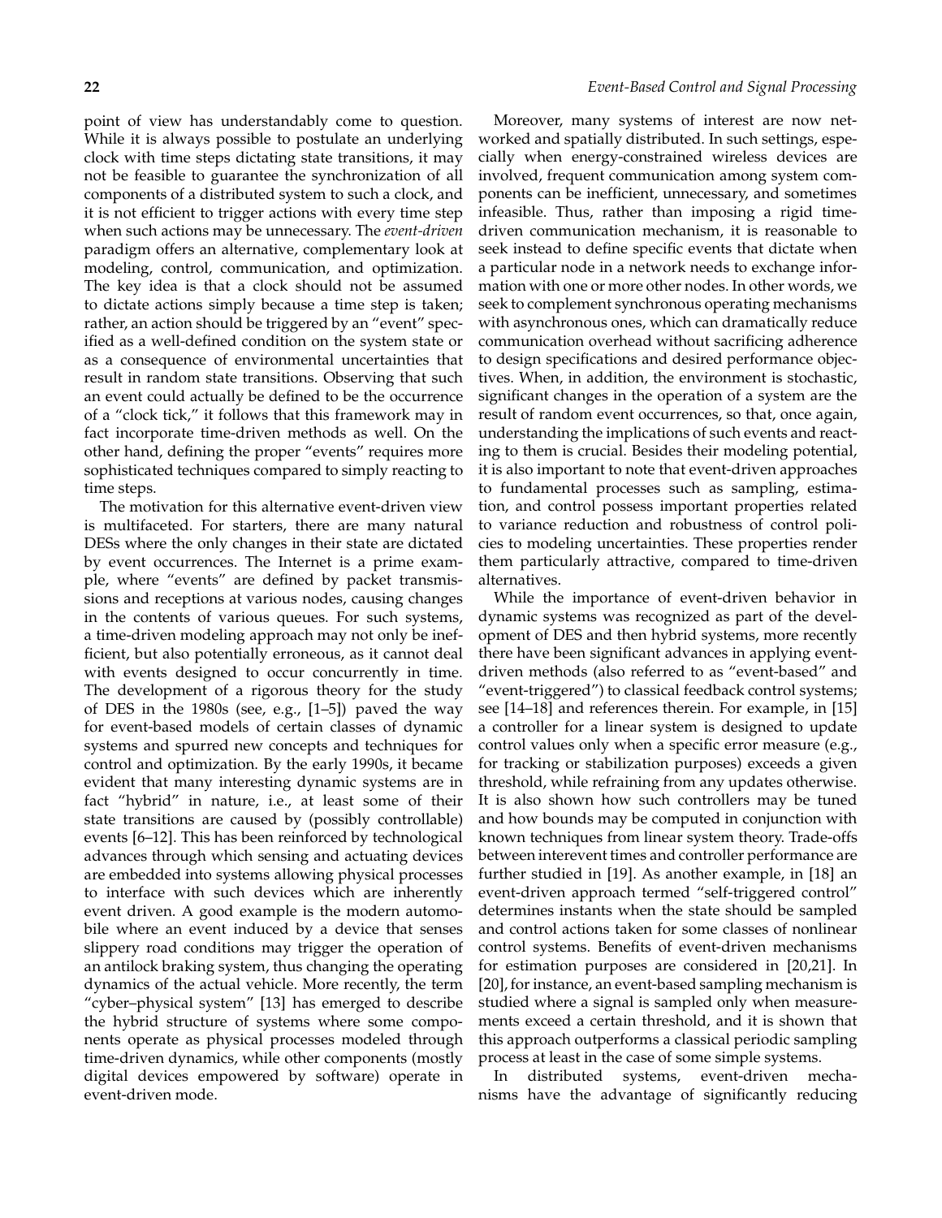point of view has understandably come to question. While it is always possible to postulate an underlying clock with time steps dictating state transitions, it may not be feasible to guarantee the synchronization of all components of a distributed system to such a clock, and it is not efficient to trigger actions with every time step when such actions may be unnecessary. The *event-driven* paradigm offers an alternative, complementary look at modeling, control, communication, and optimization. The key idea is that a clock should not be assumed to dictate actions simply because a time step is taken; rather, an action should be triggered by an "event" specified as a well-defined condition on the system state or as a consequence of environmental uncertainties that result in random state transitions. Observing that such an event could actually be defined to be the occurrence of a "clock tick," it follows that this framework may in fact incorporate time-driven methods as well. On the other hand, defining the proper "events" requires more sophisticated techniques compared to simply reacting to time steps.

The motivation for this alternative event-driven view is multifaceted. For starters, there are many natural DESs where the only changes in their state are dictated by event occurrences. The Internet is a prime example, where "events" are defined by packet transmissions and receptions at various nodes, causing changes in the contents of various queues. For such systems, a time-driven modeling approach may not only be inefficient, but also potentially erroneous, as it cannot deal with events designed to occur concurrently in time. The development of a rigorous theory for the study of DES in the 1980s (see, e.g., [1–5]) paved the way for event-based models of certain classes of dynamic systems and spurred new concepts and techniques for control and optimization. By the early 1990s, it became evident that many interesting dynamic systems are in fact "hybrid" in nature, i.e., at least some of their state transitions are caused by (possibly controllable) events [6–12]. This has been reinforced by technological advances through which sensing and actuating devices are embedded into systems allowing physical processes to interface with such devices which are inherently event driven. A good example is the modern automobile where an event induced by a device that senses slippery road conditions may trigger the operation of an antilock braking system, thus changing the operating dynamics of the actual vehicle. More recently, the term "cyber–physical system" [13] has emerged to describe the hybrid structure of systems where some components operate as physical processes modeled through time-driven dynamics, while other components (mostly digital devices empowered by software) operate in event-driven mode.

Moreover, many systems of interest are now networked and spatially distributed. In such settings, especially when energy-constrained wireless devices are involved, frequent communication among system components can be inefficient, unnecessary, and sometimes infeasible. Thus, rather than imposing a rigid time-driven communication mechanism, it is reasonable to seek instead to define specific events that dictate when a particular node in a network needs to exchange information with one or more other nodes. In other words, we seek to complement synchronous operating mechanisms with asynchronous ones, which can dramatically reduce communication overhead without sacrificing adherence to design specifications and desired performance objectives. When, in addition, the environment is stochastic, significant changes in the operation of a system are the result of random event occurrences, so that, once again, understanding the implications of such events and reacting to them is crucial. Besides their modeling potential, it is also important to note that event-driven approaches to fundamental processes such as sampling, estimation, and control possess important properties related to variance reduction and robustness of control policies to modeling uncertainties. These properties render them particularly attractive, compared to time-driven alternatives.

While the importance of event-driven behavior in dynamic systems was recognized as part of the development of DES and then hybrid systems, more recently there have been significant advances in applying event-driven methods (also referred to as "event-based" and "event-triggered") to classical feedback control systems; see [14–18] and references therein. For example, in [15] a controller for a linear system is designed to update control values only when a specific error measure (e.g., for tracking or stabilization purposes) exceeds a given threshold, while refraining from any updates otherwise. It is also shown how such controllers may be tuned and how bounds may be computed in conjunction with known techniques from linear system theory. Trade-offs between interevent times and controller performance are further studied in [19]. As another example, in [18] an event-driven approach termed "self-triggered control" determines instants when the state should be sampled and control actions taken for some classes of nonlinear control systems. Benefits of event-driven mechanisms for estimation purposes are considered in [20,21]. In [20], for instance, an event-based sampling mechanism is studied where a signal is sampled only when measurements exceed a certain threshold, and it is shown that this approach outperforms a classical periodic sampling process at least in the case of some simple systems.

In distributed systems, event-driven mechanisms have the advantage of significantly reducing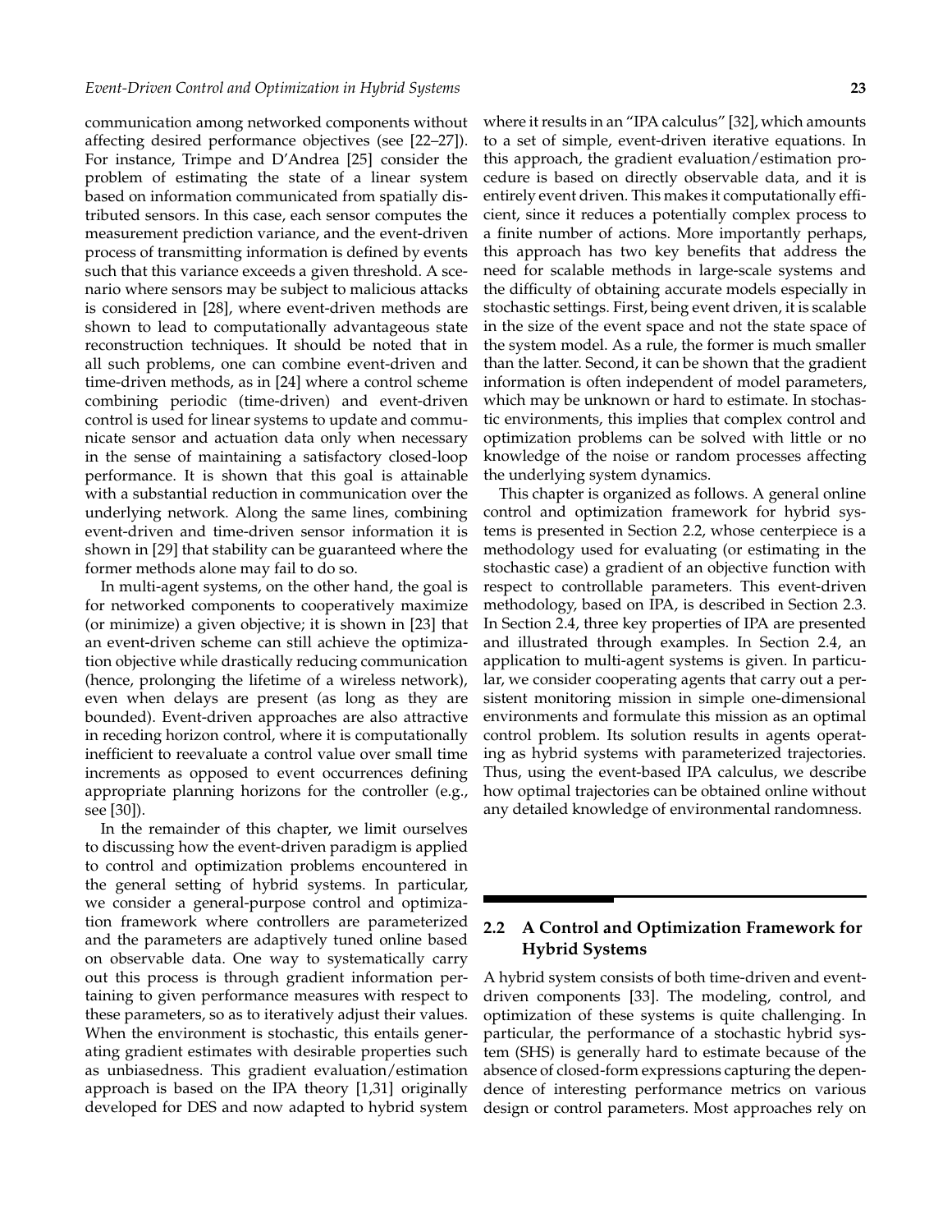communication among networked components without affecting desired performance objectives (see [22–27]). For instance, Trimpe and D'Andrea [25] consider the problem of estimating the state of a linear system based on information communicated from spatially distributed sensors. In this case, each sensor computes the measurement prediction variance, and the event-driven process of transmitting information is defined by events such that this variance exceeds a given threshold. A scenario where sensors may be subject to malicious attacks is considered in [28], where event-driven methods are shown to lead to computationally advantageous state reconstruction techniques. It should be noted that in all such problems, one can combine event-driven and time-driven methods, as in [24] where a control scheme combining periodic (time-driven) and event-driven control is used for linear systems to update and communicate sensor and actuation data only when necessary in the sense of maintaining a satisfactory closed-loop performance. It is shown that this goal is attainable with a substantial reduction in communication over the underlying network. Along the same lines, combining event-driven and time-driven sensor information it is shown in [29] that stability can be guaranteed where the former methods alone may fail to do so.

In multi-agent systems, on the other hand, the goal is for networked components to cooperatively maximize (or minimize) a given objective; it is shown in [23] that an event-driven scheme can still achieve the optimization objective while drastically reducing communication (hence, prolonging the lifetime of a wireless network), even when delays are present (as long as they are bounded). Event-driven approaches are also attractive in receding horizon control, where it is computationally inefficient to reevaluate a control value over small time increments as opposed to event occurrences defining appropriate planning horizons for the controller (e.g., see [30]).

In the remainder of this chapter, we limit ourselves to discussing how the event-driven paradigm is applied to control and optimization problems encountered in the general setting of hybrid systems. In particular, we consider a general-purpose control and optimization framework where controllers are parameterized and the parameters are adaptively tuned online based on observable data. One way to systematically carry out this process is through gradient information pertaining to given performance measures with respect to these parameters, so as to iteratively adjust their values. When the environment is stochastic, this entails generating gradient estimates with desirable properties such as unbiasedness. This gradient evaluation/estimation approach is based on the IPA theory [1,31] originally developed for DES and now adapted to hybrid system where it results in an "IPA calculus" [32], which amounts to a set of simple, event-driven iterative equations. In this approach, the gradient evaluation/estimation procedure is based on directly observable data, and it is entirely event driven. This makes it computationally efficient, since it reduces a potentially complex process to a finite number of actions. More importantly perhaps, this approach has two key benefits that address the need for scalable methods in large-scale systems and the difficulty of obtaining accurate models especially in stochastic settings. First, being event driven, it is scalable in the size of the event space and not the state space of the system model. As a rule, the former is much smaller than the latter. Second, it can be shown that the gradient information is often independent of model parameters, which may be unknown or hard to estimate. In stochastic environments, this implies that complex control and optimization problems can be solved with little or no knowledge of the noise or random processes affecting the underlying system dynamics.

This chapter is organized as follows. A general online control and optimization framework for hybrid systems is presented in Section 2.2, whose centerpiece is a methodology used for evaluating (or estimating in the stochastic case) a gradient of an objective function with respect to controllable parameters. This event-driven methodology, based on IPA, is described in Section 2.3. In Section 2.4, three key properties of IPA are presented and illustrated through examples. In Section 2.4, an application to multi-agent systems is given. In particular, we consider cooperating agents that carry out a persistent monitoring mission in simple one-dimensional environments and formulate this mission as an optimal control problem. Its solution results in agents operating as hybrid systems with parameterized trajectories. Thus, using the event-based IPA calculus, we describe how optimal trajectories can be obtained online without any detailed knowledge of environmental randomness.

## 2.2 A Control and Optimization Framework for Hybrid Systems

A hybrid system consists of both time-driven and event-driven components [33]. The modeling, control, and optimization of these systems is quite challenging. In particular, the performance of a stochastic hybrid system (SHS) is generally hard to estimate because of the absence of closed-form expressions capturing the dependence of interesting performance metrics on various design or control parameters. Most approaches rely on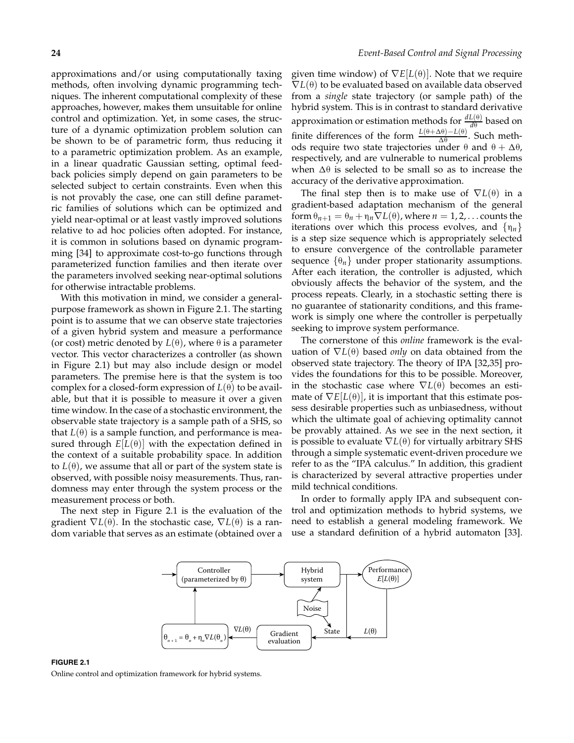approximations and/or using computationally taxing methods, often involving dynamic programming techniques. The inherent computational complexity of these approaches, however, makes them unsuitable for online control and optimization. Yet, in some cases, the structure of a dynamic optimization problem solution can be shown to be of parametric form, thus reducing it to a parametric optimization problem. As an example, in a linear quadratic Gaussian setting, optimal feedback policies simply depend on gain parameters to be selected subject to certain constraints. Even when this is not provably the case, one can still define parametric families of solutions which can be optimized and yield near-optimal or at least vastly improved solutions relative to ad hoc policies often adopted. For instance, it is common in solutions based on dynamic programming [34] to approximate cost-to-go functions through parameterized function families and then iterate over the parameters involved seeking near-optimal solutions for otherwise intractable problems.

With this motivation in mind, we consider a general-purpose framework as shown in Figure 2.1. The starting point is to assume that we can observe state trajectories of a given hybrid system and measure a performance (or cost) metric denoted by $L(\theta)$, where $\theta$ is a parameter vector. This vector characterizes a controller (as shown in Figure 2.1) but may also include design or model parameters. The premise here is that the system is too complex for a closed-form expression of $L(\theta)$ to be available, but that it is possible to measure it over a given time window. In the case of a stochastic environment, the observable state trajectory is a sample path of a SHS, so that $L(\theta)$ is a sample function, and performance is measured through $E[L(\theta)]$ with the expectation defined in the context of a suitable probability space. In addition to $L(\theta)$, we assume that all or part of the system state is observed, with possible noisy measurements. Thus, randomness may enter through the system process or the measurement process or both.

The next step in Figure 2.1 is the evaluation of the gradient $\nabla L(\theta)$. In the stochastic case, $\nabla L(\theta)$ is a random variable that serves as an estimate (obtained over a given time window) of $\nabla E[L(\theta)]$. Note that we require $\nabla L(\theta)$ to be evaluated based on available data observed from a *single* state trajectory (or sample path) of the hybrid system. This is in contrast to standard derivative approximation or estimation methods for $\frac{dL(\theta)}{d\theta}$ based on finite differences of the form $\frac{L(\theta+\Delta\theta)-L(\theta)}{\Delta\theta}$. Such methods require two state trajectories under $\theta$ and $\theta+\Delta\theta$, respectively, and are vulnerable to numerical problems when $\Delta\theta$ is selected to be small so as to increase the accuracy of the derivative approximation.

The final step then is to make use of $\nabla L(\theta)$ in a gradient-based adaptation mechanism of the general form $\theta_{n+1} = \theta_n + \eta_n \nabla L(\theta)$, where $n = 1, 2, \ldots$ counts the iterations over which this process evolves, and $\{\eta_n\}$ is a step size sequence which is appropriately selected to ensure convergence of the controllable parameter sequence $\{\theta_n\}$ under proper stationarity assumptions. After each iteration, the controller is adjusted, which obviously affects the behavior of the system, and the process repeats. Clearly, in a stochastic setting there is no guarantee of stationarity conditions, and this framework is simply one where the controller is perpetually seeking to improve system performance.

The cornerstone of this *online* framework is the evaluation of $\nabla L(\theta)$ based *only* on data obtained from the observed state trajectory. The theory of IPA [32,35] provides the foundations for this to be possible. Moreover, in the stochastic case where $\nabla L(\theta)$ becomes an estimate of $\nabla E[L(\theta)]$, it is important that this estimate possess desirable properties such as unbiasedness, without which the ultimate goal of achieving optimality cannot be provably attained. As we see in the next section, it is possible to evaluate $\nabla L(\theta)$ for virtually arbitrary SHS through a simple systematic event-driven procedure we refer to as the "IPA calculus." In addition, this gradient is characterized by several attractive properties under mild technical conditions.

In order to formally apply IPA and subsequent control and optimization methods to hybrid systems, we need to establish a general modeling framework. We use a standard definition of a hybrid automaton [33].

Controller (parameterized by $\theta$) → Hybrid system → Performance $E[L(\theta)]$; Noise; State; $L(\theta)$; Gradient evaluation; $\nabla L(\theta)$; $\theta_{n+1} = \theta_n + \eta_n \nabla L(\theta_n)$

**FIGURE 2.1**
Online control and optimization framework for hybrid systems.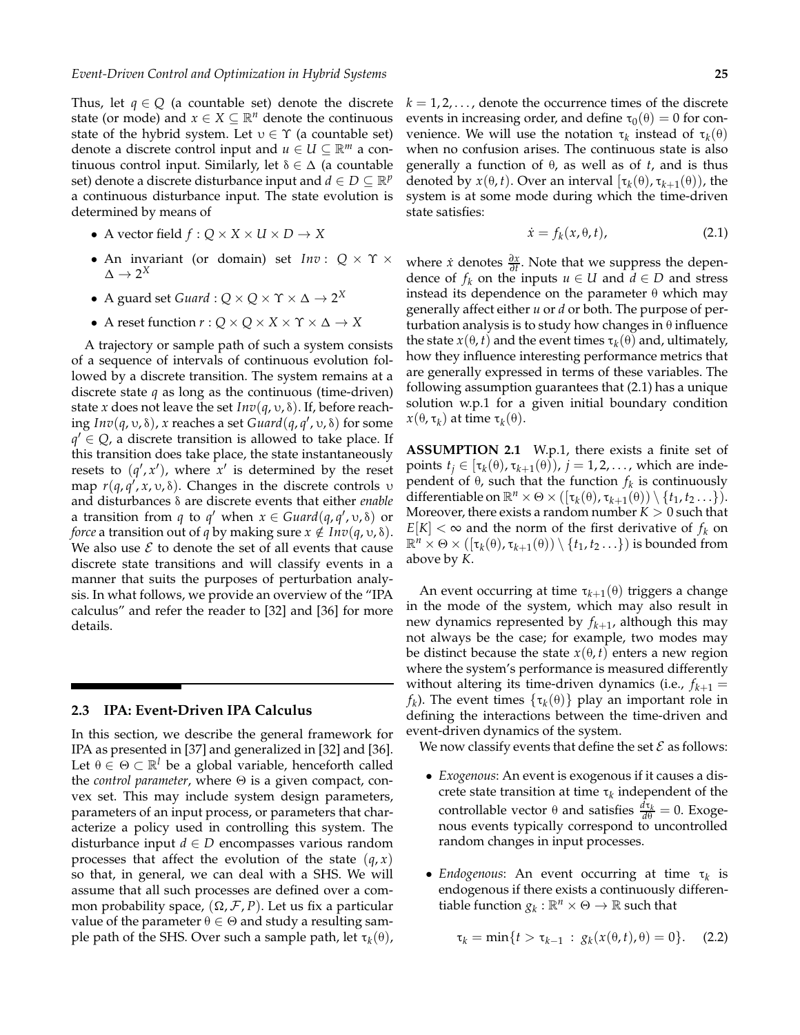Thus, let $q \in Q$ (a countable set) denote the discrete state (or mode) and $x \in X \subseteq \mathbb{R}^n$ denote the continuous state of the hybrid system. Let $\upsilon \in \Upsilon$ (a countable set) denote a discrete control input and $u \in U \subseteq \mathbb{R}^m$ a continuous control input. Similarly, let $\delta \in \Delta$ (a countable set) denote a discrete disturbance input and $d \in D \subseteq \mathbb{R}^p$ a continuous disturbance input. The state evolution is determined by means of

- A vector field $f : Q \times X \times U \times D \to X$
- An invariant (or domain) set $Inv : Q \times \Upsilon \times \Delta \to 2^X$
- A guard set $Guard : Q \times Q \times \Upsilon \times \Delta \to 2^X$
- A reset function $r : Q \times Q \times X \times \Upsilon \times \Delta \to X$

A trajectory or sample path of such a system consists of a sequence of intervals of continuous evolution followed by a discrete transition. The system remains at a discrete state $q$ as long as the continuous (time-driven) state $x$ does not leave the set $Inv(q, \upsilon, \delta)$. If, before reaching $Inv(q, \upsilon, \delta)$, $x$ reaches a set $Guard(q, q', \upsilon, \delta)$ for some $q' \in Q$, a discrete transition is allowed to take place. If this transition does take place, the state instantaneously resets to $(q', x')$, where $x'$ is determined by the reset map $r(q, q', x, \upsilon, \delta)$. Changes in the discrete controls $\upsilon$ and disturbances $\delta$ are discrete events that either *enable* a transition from $q$ to $q'$ when $x \in Guard(q, q', \upsilon, \delta)$ or *force* a transition out of $q$ by making sure $x \notin Inv(q, \upsilon, \delta)$. We also use $\mathcal{E}$ to denote the set of all events that cause discrete state transitions and will classify events in a manner that suits the purposes of perturbation analysis. In what follows, we provide an overview of the "IPA calculus" and refer the reader to [32] and [36] for more details.

## 2.3 IPA: Event-Driven IPA Calculus

In this section, we describe the general framework for IPA as presented in [37] and generalized in [32] and [36]. Let $\theta \in \Theta \subset \mathbb{R}^l$ be a global variable, henceforth called the *control parameter*, where $\Theta$ is a given compact, convex set. This may include system design parameters, parameters of an input process, or parameters that characterize a policy used in controlling this system. The disturbance input $d \in D$ encompasses various random processes that affect the evolution of the state $(q, x)$ so that, in general, we can deal with a SHS. We will assume that all such processes are defined over a common probability space, $(\Omega, \mathcal{F}, P)$. Let us fix a particular value of the parameter $\theta \in \Theta$ and study a resulting sample path of the SHS. Over such a sample path, let $\tau_k(\theta)$, $k = 1, 2, \ldots$, denote the occurrence times of the discrete events in increasing order, and define $\tau_0(\theta) = 0$ for convenience. We will use the notation $\tau_k$ instead of $\tau_k(\theta)$ when no confusion arises. The continuous state is also generally a function of $\theta$, as well as of $t$, and is thus denoted by $x(\theta, t)$. Over an interval $[\tau_k(\theta), \tau_{k+1}(\theta))$, the system is at some mode during which the time-driven state satisfies:

$$\dot{x} = f_k(x, \theta, t), \tag{2.1}$$

where $\dot{x}$ denotes $\frac{\partial x}{\partial t}$. Note that we suppress the dependence of $f_k$ on the inputs $u \in U$ and $d \in D$ and stress instead its dependence on the parameter $\theta$ which may generally affect either $u$ or $d$ or both. The purpose of perturbation analysis is to study how changes in $\theta$ influence the state $x(\theta, t)$ and the event times $\tau_k(\theta)$ and, ultimately, how they influence interesting performance metrics that are generally expressed in terms of these variables. The following assumption guarantees that (2.1) has a unique solution w.p.1 for a given initial boundary condition $x(\theta, \tau_k)$ at time $\tau_k(\theta)$.

**ASSUMPTION 2.1** W.p.1, there exists a finite set of points $t_j \in [\tau_k(\theta), \tau_{k+1}(\theta))$, $j = 1, 2, \ldots$, which are independent of $\theta$, such that the function $f_k$ is continuously differentiable on $\mathbb{R}^n \times \Theta \times ([\tau_k(\theta), \tau_{k+1}(\theta)) \setminus \{t_1, t_2 \ldots\})$. Moreover, there exists a random number $K > 0$ such that $E[K] < \infty$ and the norm of the first derivative of $f_k$ on $\mathbb{R}^n \times \Theta \times ([\tau_k(\theta), \tau_{k+1}(\theta)) \setminus \{t_1, t_2 \ldots\})$ is bounded from above by $K$.

An event occurring at time $\tau_{k+1}(\theta)$ triggers a change in the mode of the system, which may also result in new dynamics represented by $f_{k+1}$, although this may not always be the case; for example, two modes may be distinct because the state $x(\theta, t)$ enters a new region where the system's performance is measured differently without altering its time-driven dynamics (i.e., $f_{k+1} = f_k$). The event times $\{\tau_k(\theta)\}$ play an important role in defining the interactions between the time-driven and event-driven dynamics of the system.

We now classify events that define the set $\mathcal{E}$ as follows:

- *Exogenous*: An event is exogenous if it causes a discrete state transition at time $\tau_k$ independent of the controllable vector $\theta$ and satisfies $\frac{d\tau_k}{d\theta} = 0$. Exogenous events typically correspond to uncontrolled random changes in input processes.
- *Endogenous*: An event occurring at time $\tau_k$ is endogenous if there exists a continuously differentiable function $g_k : \mathbb{R}^n \times \Theta \to \mathbb{R}$ such that

$$\tau_k = \min\{t > \tau_{k-1} \ : \ g_k(x(\theta, t), \theta) = 0\}. \tag{2.2}$$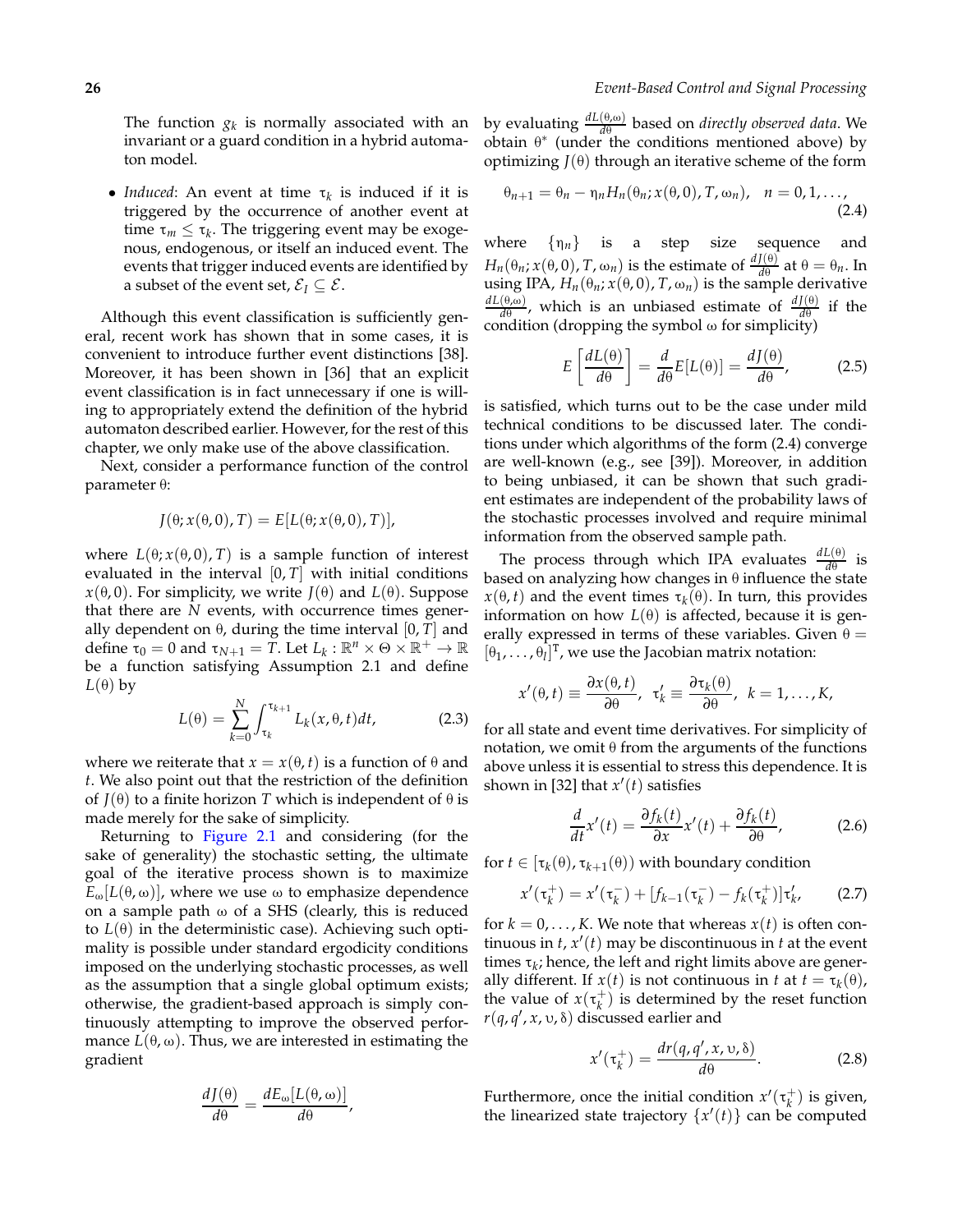The function $g_k$ is normally associated with an invariant or a guard condition in a hybrid automaton model.

- *Induced*: An event at time $\tau_k$ is induced if it is triggered by the occurrence of another event at time $\tau_m \leq \tau_k$. The triggering event may be exogenous, endogenous, or itself an induced event. The events that trigger induced events are identified by a subset of the event set, $\mathcal{E}_I \subseteq \mathcal{E}$.

Although this event classification is sufficiently general, recent work has shown that in some cases, it is convenient to introduce further event distinctions [38]. Moreover, it has been shown in [36] that an explicit event classification is in fact unnecessary if one is willing to appropriately extend the definition of the hybrid automaton described earlier. However, for the rest of this chapter, we only make use of the above classification.

Next, consider a performance function of the control parameter $\theta$:

$$J(\theta; x(\theta, 0), T) = E[L(\theta; x(\theta, 0), T)],$$

where $L(\theta; x(\theta, 0), T)$ is a sample function of interest evaluated in the interval $[0, T]$ with initial conditions $x(\theta, 0)$. For simplicity, we write $J(\theta)$ and $L(\theta)$. Suppose that there are $N$ events, with occurrence times generally dependent on $\theta$, during the time interval $[0, T]$ and define $\tau_0 = 0$ and $\tau_{N+1} = T$. Let $L_k : \mathbb{R}^n \times \Theta \times \mathbb{R}^+ \to \mathbb{R}$ be a function satisfying Assumption 2.1 and define $L(\theta)$ by

$$L(\theta) = \sum_{k=0}^{N} \int_{\tau_k}^{\tau_{k+1}} L_k(x, \theta, t)dt, \tag{2.3}$$

where we reiterate that $x = x(\theta, t)$ is a function of $\theta$ and $t$. We also point out that the restriction of the definition of $J(\theta)$ to a finite horizon $T$ which is independent of $\theta$ is made merely for the sake of simplicity.

Returning to Figure 2.1 and considering (for the sake of generality) the stochastic setting, the ultimate goal of the iterative process shown is to maximize $E_\omega[L(\theta, \omega)]$, where we use $\omega$ to emphasize dependence on a sample path $\omega$ of a SHS (clearly, this is reduced to $L(\theta)$ in the deterministic case). Achieving such optimality is possible under standard ergodicity conditions imposed on the underlying stochastic processes, as well as the assumption that a single global optimum exists; otherwise, the gradient-based approach is simply continuously attempting to improve the observed performance $L(\theta, \omega)$. Thus, we are interested in estimating the gradient

$$\frac{dJ(\theta)}{d\theta} = \frac{dE_\omega[L(\theta, \omega)]}{d\theta},$$

by evaluating $\frac{dL(\theta,\omega)}{d\theta}$ based on *directly observed data*. We obtain $\theta^*$ (under the conditions mentioned above) by optimizing $J(\theta)$ through an iterative scheme of the form

$$\theta_{n+1} = \theta_n - \eta_n H_n(\theta_n; x(\theta, 0), T, \omega_n), \quad n = 0, 1, \ldots, \tag{2.4}$$

where $\{\eta_n\}$ is a step size sequence and $H_n(\theta_n; x(\theta, 0), T, \omega_n)$ is the estimate of $\frac{dJ(\theta)}{d\theta}$ at $\theta = \theta_n$. In using IPA, $H_n(\theta_n; x(\theta, 0), T, \omega_n)$ is the sample derivative $\frac{dL(\theta,\omega)}{d\theta}$, which is an unbiased estimate of $\frac{dJ(\theta)}{d\theta}$ if the condition (dropping the symbol $\omega$ for simplicity)

$$E\left[\frac{dL(\theta)}{d\theta}\right] = \frac{d}{d\theta}E[L(\theta)] = \frac{dJ(\theta)}{d\theta}, \tag{2.5}$$

is satisfied, which turns out to be the case under mild technical conditions to be discussed later. The conditions under which algorithms of the form (2.4) converge are well-known (e.g., see [39]). Moreover, in addition to being unbiased, it can be shown that such gradient estimates are independent of the probability laws of the stochastic processes involved and require minimal information from the observed sample path.

The process through which IPA evaluates $\frac{dL(\theta)}{d\theta}$ is based on analyzing how changes in $\theta$ influence the state $x(\theta, t)$ and the event times $\tau_k(\theta)$. In turn, this provides information on how $L(\theta)$ is affected, because it is generally expressed in terms of these variables. Given $\theta = [\theta_1, \ldots, \theta_l]^T$, we use the Jacobian matrix notation:

$$x'(\theta, t) \equiv \frac{\partial x(\theta, t)}{\partial \theta}, \;\; \tau_k' \equiv \frac{\partial \tau_k(\theta)}{\partial \theta}, \;\; k = 1, \ldots, K,$$

for all state and event time derivatives. For simplicity of notation, we omit $\theta$ from the arguments of the functions above unless it is essential to stress this dependence. It is shown in [32] that $x'(t)$ satisfies

$$\frac{d}{dt}x'(t) = \frac{\partial f_k(t)}{\partial x}x'(t) + \frac{\partial f_k(t)}{\partial \theta}, \tag{2.6}$$

for $t \in [\tau_k(\theta), \tau_{k+1}(\theta))$ with boundary condition

$$x'(\tau_k^+) = x'(\tau_k^-) + [f_{k-1}(\tau_k^-) - f_k(\tau_k^+)]\tau_k', \tag{2.7}$$

for $k = 0, \ldots, K$. We note that whereas $x(t)$ is often continuous in $t$, $x'(t)$ may be discontinuous in $t$ at the event times $\tau_k$; hence, the left and right limits above are generally different. If $x(t)$ is not continuous in $t$ at $t = \tau_k(\theta)$, the value of $x(\tau_k^+)$ is determined by the reset function $r(q, q', x, \upsilon, \delta)$ discussed earlier and

$$x'(\tau_k^+) = \frac{dr(q, q', x, \upsilon, \delta)}{d\theta}. \tag{2.8}$$

Furthermore, once the initial condition $x'(\tau_k^+)$ is given, the linearized state trajectory $\{x'(t)\}$ can be computed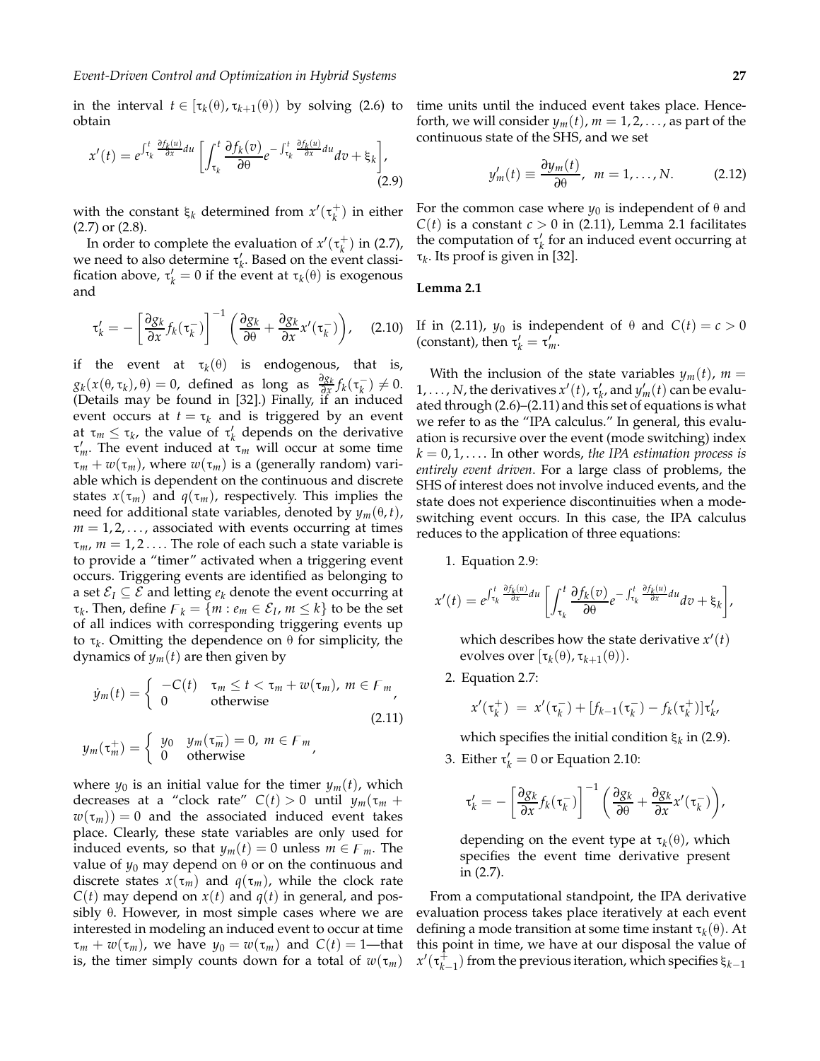in the interval $t \in [\tau_k(\theta), \tau_{k+1}(\theta))$ by solving (2.6) to obtain

$$x'(t) = e^{\int_{\tau_k}^{t} \frac{\partial f_k(u)}{\partial x} du} \left[ \int_{\tau_k}^{t} \frac{\partial f_k(v)}{\partial \theta} e^{-\int_{\tau_k}^{t} \frac{\partial f_k(u)}{\partial x} du} dv + \xi_k \right], \tag{2.9}$$

with the constant $\xi_k$ determined from $x'(\tau_k^+)$ in either (2.7) or (2.8).

In order to complete the evaluation of $x'(\tau_k^+)$ in (2.7), we need to also determine $\tau_k'$. Based on the event classification above, $\tau_k' = 0$ if the event at $\tau_k(\theta)$ is exogenous and

$$\tau_k' = -\left[ \frac{\partial g_k}{\partial x} f_k(\tau_k^-) \right]^{-1} \left( \frac{\partial g_k}{\partial \theta} + \frac{\partial g_k}{\partial x} x'(\tau_k^-) \right), \tag{2.10}$$

if the event at $\tau_k(\theta)$ is endogenous, that is, $g_k(x(\theta, \tau_k), \theta) = 0$, defined as long as $\frac{\partial g_k}{\partial x} f_k(\tau_k^-) \neq 0$. (Details may be found in [32].) Finally, if an induced event occurs at $t = \tau_k$ and is triggered by an event at $\tau_m \leq \tau_k$, the value of $\tau_k'$ depends on the derivative $\tau_m'$. The event induced at $\tau_m$ will occur at some time $\tau_m + w(\tau_m)$, where $w(\tau_m)$ is a (generally random) variable which is dependent on the continuous and discrete states $x(\tau_m)$ and $q(\tau_m)$, respectively. This implies the need for additional state variables, denoted by $y_m(\theta, t)$, $m = 1, 2, \ldots$, associated with events occurring at times $\tau_m$, $m = 1, 2 \ldots$. The role of each such a state variable is to provide a "timer" activated when a triggering event occurs. Triggering events are identified as belonging to a set $\mathcal{E}_I \subseteq \mathcal{E}$ and letting $e_k$ denote the event occurring at $\tau_k$. Then, define $\digamma_k = \{m : e_m \in \mathcal{E}_I, m \leq k\}$ to be the set of all indices with corresponding triggering events up to $\tau_k$. Omitting the dependence on $\theta$ for simplicity, the dynamics of $y_m(t)$ are then given by

$$\dot{y}_m(t) = \begin{cases} -C(t) & \tau_m \leq t < \tau_m + w(\tau_m),\ m \in \digamma_m \\ 0 & \text{otherwise} \end{cases}, \tag{2.11}$$

$$y_m(\tau_m^+) = \begin{cases} y_0 & y_m(\tau_m^-) = 0,\ m \in \digamma_m \\ 0 & \text{otherwise} \end{cases},$$

where $y_0$ is an initial value for the timer $y_m(t)$, which decreases at a "clock rate" $C(t) > 0$ until $y_m(\tau_m + w(\tau_m)) = 0$ and the associated induced event takes place. Clearly, these state variables are only used for induced events, so that $y_m(t) = 0$ unless $m \in \digamma_m$. The value of $y_0$ may depend on $\theta$ or on the continuous and discrete states $x(\tau_m)$ and $q(\tau_m)$, while the clock rate $C(t)$ may depend on $x(t)$ and $q(t)$ in general, and possibly $\theta$. However, in most simple cases where we are interested in modeling an induced event to occur at time $\tau_m + w(\tau_m)$, we have $y_0 = w(\tau_m)$ and $C(t) = 1$—that is, the timer simply counts down for a total of $w(\tau_m)$ time units until the induced event takes place. Henceforth, we will consider $y_m(t)$, $m = 1, 2, \ldots$, as part of the continuous state of the SHS, and we set

$$y_m'(t) \equiv \frac{\partial y_m(t)}{\partial \theta}, \quad m = 1, \ldots, N. \tag{2.12}$$

For the common case where $y_0$ is independent of $\theta$ and $C(t)$ is a constant $c > 0$ in (2.11), Lemma 2.1 facilitates the computation of $\tau_k'$ for an induced event occurring at $\tau_k$. Its proof is given in [32].

**Lemma 2.1**

If in (2.11), $y_0$ is independent of $\theta$ and $C(t) = c > 0$ (constant), then $\tau_k' = \tau_m'$.

With the inclusion of the state variables $y_m(t)$, $m = 1, \ldots, N$, the derivatives $x'(t)$, $\tau_k'$, and $y_m'(t)$ can be evaluated through (2.6)–(2.11) and this set of equations is what we refer to as the "IPA calculus." In general, this evaluation is recursive over the event (mode switching) index $k = 0, 1, \ldots$. In other words, *the IPA estimation process is entirely event driven*. For a large class of problems, the SHS of interest does not involve induced events, and the state does not experience discontinuities when a mode-switching event occurs. In this case, the IPA calculus reduces to the application of three equations:

1. Equation 2.9:

$$x'(t) = e^{\int_{\tau_k}^{t} \frac{\partial f_k(u)}{\partial x} du} \left[ \int_{\tau_k}^{t} \frac{\partial f_k(v)}{\partial \theta} e^{-\int_{\tau_k}^{t} \frac{\partial f_k(u)}{\partial x} du} dv + \xi_k \right],$$

   which describes how the state derivative $x'(t)$ evolves over $[\tau_k(\theta), \tau_{k+1}(\theta))$.

2. Equation 2.7:

$$x'(\tau_k^+) = x'(\tau_k^-) + [f_{k-1}(\tau_k^-) - f_k(\tau_k^+)]\tau_k',$$

   which specifies the initial condition $\xi_k$ in (2.9).

3. Either $\tau_k' = 0$ or Equation 2.10:

$$\tau_k' = -\left[ \frac{\partial g_k}{\partial x} f_k(\tau_k^-) \right]^{-1} \left( \frac{\partial g_k}{\partial \theta} + \frac{\partial g_k}{\partial x} x'(\tau_k^-) \right),$$

   depending on the event type at $\tau_k(\theta)$, which specifies the event time derivative present in (2.7).

From a computational standpoint, the IPA derivative evaluation process takes place iteratively at each event defining a mode transition at some time instant $\tau_k(\theta)$. At this point in time, we have at our disposal the value of $x'(\tau_{k-1}^+)$ from the previous iteration, which specifies $\xi_{k-1}$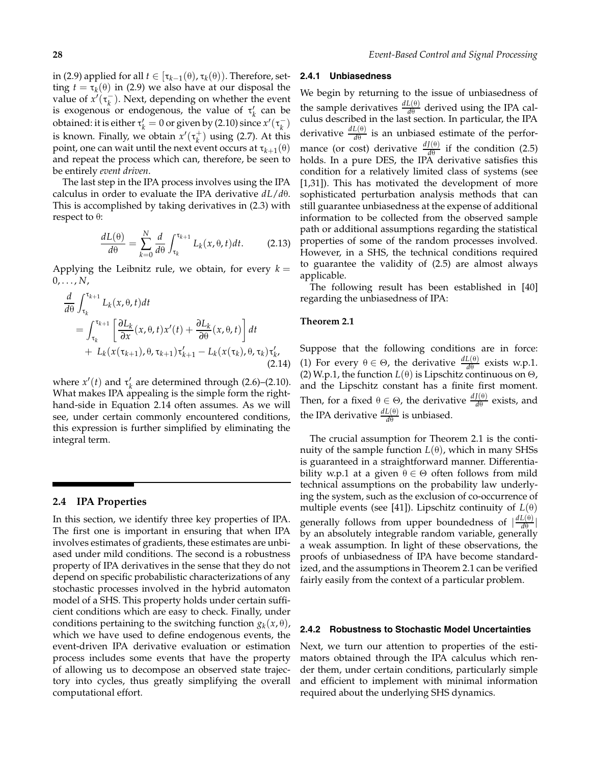in (2.9) applied for all $t \in [\tau_{k-1}(\theta), \tau_k(\theta))$. Therefore, setting $t = \tau_k(\theta)$ in (2.9) we also have at our disposal the value of $x'(\tau_k^-)$. Next, depending on whether the event is exogenous or endogenous, the value of $\tau_k'$ can be obtained: it is either $\tau_k' = 0$ or given by (2.10) since $x'(\tau_k^-)$ is known. Finally, we obtain $x'(\tau_k^+)$ using (2.7). At this point, one can wait until the next event occurs at $\tau_{k+1}(\theta)$ and repeat the process which can, therefore, be seen to be entirely *event driven*.

The last step in the IPA process involves using the IPA calculus in order to evaluate the IPA derivative $dL/d\theta$. This is accomplished by taking derivatives in (2.3) with respect to $\theta$:

$$\frac{dL(\theta)}{d\theta} = \sum_{k=0}^{N} \frac{d}{d\theta} \int_{\tau_k}^{\tau_{k+1}} L_k(x, \theta, t)dt. \qquad (2.13)$$

Applying the Leibnitz rule, we obtain, for every $k = 0, \ldots, N$,

$$\begin{aligned} &\frac{d}{d\theta} \int_{\tau_k}^{\tau_{k+1}} L_k(x, \theta, t)dt \\ &= \int_{\tau_k}^{\tau_{k+1}} \left[ \frac{\partial L_k}{\partial x}(x, \theta, t)x'(t) + \frac{\partial L_k}{\partial \theta}(x, \theta, t) \right] dt \\ &\quad + L_k(x(\tau_{k+1}), \theta, \tau_{k+1})\tau_{k+1}' - L_k(x(\tau_k), \theta, \tau_k)\tau_k', \end{aligned} \qquad (2.14)$$

where $x'(t)$ and $\tau_k'$ are determined through (2.6)–(2.10). What makes IPA appealing is the simple form the right-hand-side in Equation 2.14 often assumes. As we will see, under certain commonly encountered conditions, this expression is further simplified by eliminating the integral term.

## 2.4 IPA Properties

In this section, we identify three key properties of IPA. The first one is important in ensuring that when IPA involves estimates of gradients, these estimates are unbiased under mild conditions. The second is a robustness property of IPA derivatives in the sense that they do not depend on specific probabilistic characterizations of any stochastic processes involved in the hybrid automaton model of a SHS. This property holds under certain sufficient conditions which are easy to check. Finally, under conditions pertaining to the switching function $g_k(x, \theta)$, which we have used to define endogenous events, the event-driven IPA derivative evaluation or estimation process includes some events that have the property of allowing us to decompose an observed state trajectory into cycles, thus greatly simplifying the overall computational effort.

### 2.4.1 Unbiasedness

We begin by returning to the issue of unbiasedness of the sample derivatives $\frac{dL(\theta)}{d\theta}$ derived using the IPA calculus described in the last section. In particular, the IPA derivative $\frac{dL(\theta)}{d\theta}$ is an unbiased estimate of the performance (or cost) derivative $\frac{dJ(\theta)}{d\theta}$ if the condition (2.5) holds. In a pure DES, the IPA derivative satisfies this condition for a relatively limited class of systems (see [1,31]). This has motivated the development of more sophisticated perturbation analysis methods that can still guarantee unbiasedness at the expense of additional information to be collected from the observed sample path or additional assumptions regarding the statistical properties of some of the random processes involved. However, in a SHS, the technical conditions required to guarantee the validity of (2.5) are almost always applicable.

The following result has been established in [40] regarding the unbiasedness of IPA:

**Theorem 2.1**

Suppose that the following conditions are in force: (1) For every $\theta \in \Theta$, the derivative $\frac{dL(\theta)}{d\theta}$ exists w.p.1. (2) W.p.1, the function $L(\theta)$ is Lipschitz continuous on $\Theta$, and the Lipschitz constant has a finite first moment. Then, for a fixed $\theta \in \Theta$, the derivative $\frac{dJ(\theta)}{d\theta}$ exists, and the IPA derivative $\frac{dL(\theta)}{d\theta}$ is unbiased.

The crucial assumption for Theorem 2.1 is the continuity of the sample function $L(\theta)$, which in many SHSs is guaranteed in a straightforward manner. Differentiability w.p.1 at a given $\theta \in \Theta$ often follows from mild technical assumptions on the probability law underlying the system, such as the exclusion of co-occurrence of multiple events (see [41]). Lipschitz continuity of $L(\theta)$ generally follows from upper boundedness of $|\frac{dL(\theta)}{d\theta}|$ by an absolutely integrable random variable, generally a weak assumption. In light of these observations, the proofs of unbiasedness of IPA have become standardized, and the assumptions in Theorem 2.1 can be verified fairly easily from the context of a particular problem.

### 2.4.2 Robustness to Stochastic Model Uncertainties

Next, we turn our attention to properties of the estimators obtained through the IPA calculus which render them, under certain conditions, particularly simple and efficient to implement with minimal information required about the underlying SHS dynamics.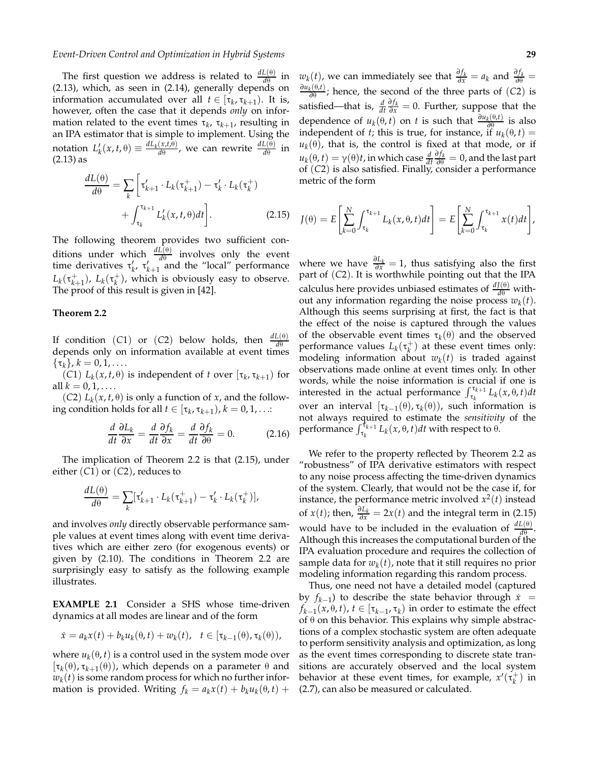The first question we address is related to $\frac{dL(\theta)}{d\theta}$ in (2.13), which, as seen in (2.14), generally depends on information accumulated over all $t \in [\tau_k, \tau_{k+1})$. It is, however, often the case that it depends *only* on information related to the event times $\tau_k$, $\tau_{k+1}$, resulting in an IPA estimator that is simple to implement. Using the notation $L'_k(x, t, \theta) \equiv \frac{dL_k(x,t,\theta)}{d\theta}$, we can rewrite $\frac{dL(\theta)}{d\theta}$ in (2.13) as

$$\frac{dL(\theta)}{d\theta} = \sum_k \left[ \tau'_{k+1} \cdot L_k(\tau^+_{k+1}) - \tau'_k \cdot L_k(\tau^+_k) + \int_{\tau_k}^{\tau_{k+1}} L'_k(x, t, \theta) dt \right]. \tag{2.15}$$

The following theorem provides two sufficient conditions under which $\frac{dL(\theta)}{d\theta}$ involves only the event time derivatives $\tau'_k$, $\tau'_{k+1}$ and the "local" performance $L_k(\tau^+_{k+1})$, $L_k(\tau^+_k)$, which is obviously easy to observe. The proof of this result is given in [42].

**Theorem 2.2**

If condition $(C1)$ or $(C2)$ below holds, then $\frac{dL(\theta)}{d\theta}$ depends only on information available at event times $\{\tau_k\}$, $k = 0, 1, \ldots$.

$(C1)$ $L_k(x, t, \theta)$ is independent of $t$ over $[\tau_k, \tau_{k+1})$ for all $k = 0, 1, \ldots$.

$(C2)$ $L_k(x, t, \theta)$ is only a function of $x$, and the following condition holds for all $t \in [\tau_k, \tau_{k+1})$, $k = 0, 1, \ldots$:

$$\frac{d}{dt}\frac{\partial L_k}{\partial x} = \frac{d}{dt}\frac{\partial f_k}{\partial x} = \frac{d}{dt}\frac{\partial f_k}{\partial \theta} = 0. \tag{2.16}$$

The implication of Theorem 2.2 is that (2.15), under either $(C1)$ or $(C2)$, reduces to

$$\frac{dL(\theta)}{d\theta} = \sum_k [\tau'_{k+1} \cdot L_k(\tau^+_{k+1}) - \tau'_k \cdot L_k(\tau^+_k)],$$

and involves *only* directly observable performance sample values at event times along with event time derivatives which are either zero (for exogenous events) or given by (2.10). The conditions in Theorem 2.2 are surprisingly easy to satisfy as the following example illustrates.

**EXAMPLE 2.1** Consider a SHS whose time-driven dynamics at all modes are linear and of the form

$$\dot{x} = a_k x(t) + b_k u_k(\theta, t) + w_k(t), \quad t \in [\tau_{k-1}(\theta), \tau_k(\theta)),$$

where $u_k(\theta, t)$ is a control used in the system mode over $[\tau_k(\theta), \tau_{k+1}(\theta))$, which depends on a parameter $\theta$ and $w_k(t)$ is some random process for which no further information is provided. Writing $f_k = a_k x(t) + b_k u_k(\theta, t) + w_k(t)$, we can immediately see that $\frac{\partial f_k}{\partial x} = a_k$ and $\frac{\partial f_k}{\partial \theta} = \frac{\partial u_k(\theta,t)}{\partial \theta}$; hence, the second of the three parts of $(C2)$ is satisfied—that is, $\frac{d}{dt}\frac{\partial f_k}{\partial x} = 0$. Further, suppose that the dependence of $u_k(\theta, t)$ on $t$ is such that $\frac{\partial u_k(\theta,t)}{\partial \theta}$ is also independent of $t$; this is true, for instance, if $u_k(\theta, t) = u_k(\theta)$, that is, the control is fixed at that mode, or if $u_k(\theta, t) = \gamma(\theta)t$, in which case $\frac{d}{dt}\frac{\partial f_k}{\partial \theta} = 0$, and the last part of $(C2)$ is also satisfied. Finally, consider a performance metric of the form

$$J(\theta) = E\left[\sum_{k=0}^{N} \int_{\tau_k}^{\tau_{k+1}} L_k(x, \theta, t) dt\right] = E\left[\sum_{k=0}^{N} \int_{\tau_k}^{\tau_{k+1}} x(t) dt\right],$$

where we have $\frac{\partial L_k}{\partial x} = 1$, thus satisfying also the first part of $(C2)$. It is worthwhile pointing out that the IPA calculus here provides unbiased estimates of $\frac{dJ(\theta)}{d\theta}$ without any information regarding the noise process $w_k(t)$. Although this seems surprising at first, the fact is that the effect of the noise is captured through the values of the observable event times $\tau_k(\theta)$ and the observed performance values $L_k(\tau^+_k)$ at these event times only: modeling information about $w_k(t)$ is traded against observations made online at event times only. In other words, while the noise information is crucial if one is interested in the actual performance $\int_{\tau_k}^{\tau_{k+1}} L_k(x, \theta, t) dt$ over an interval $[\tau_{k-1}(\theta), \tau_k(\theta))$, such information is not always required to estimate the *sensitivity* of the performance $\int_{\tau_k}^{\tau_{k+1}} L_k(x, \theta, t) dt$ with respect to $\theta$.

We refer to the property reflected by Theorem 2.2 as "robustness" of IPA derivative estimators with respect to any noise process affecting the time-driven dynamics of the system. Clearly, that would not be the case if, for instance, the performance metric involved $x^2(t)$ instead of $x(t)$; then, $\frac{\partial L_k}{\partial x} = 2x(t)$ and the integral term in (2.15) would have to be included in the evaluation of $\frac{dL(\theta)}{d\theta}$. Although this increases the computational burden of the IPA evaluation procedure and requires the collection of sample data for $w_k(t)$, note that it still requires no prior modeling information regarding this random process.

Thus, one need not have a detailed model (captured by $f_{k-1}$) to describe the state behavior through $\dot{x} = f_{k-1}(x, \theta, t)$, $t \in [\tau_{k-1}, \tau_k)$ in order to estimate the effect of $\theta$ on this behavior. This explains why simple abstractions of a complex stochastic system are often adequate to perform sensitivity analysis and optimization, as long as the event times corresponding to discrete state transitions are accurately observed and the local system behavior at these event times, for example, $x'(\tau^+_k)$ in (2.7), can also be measured or calculated.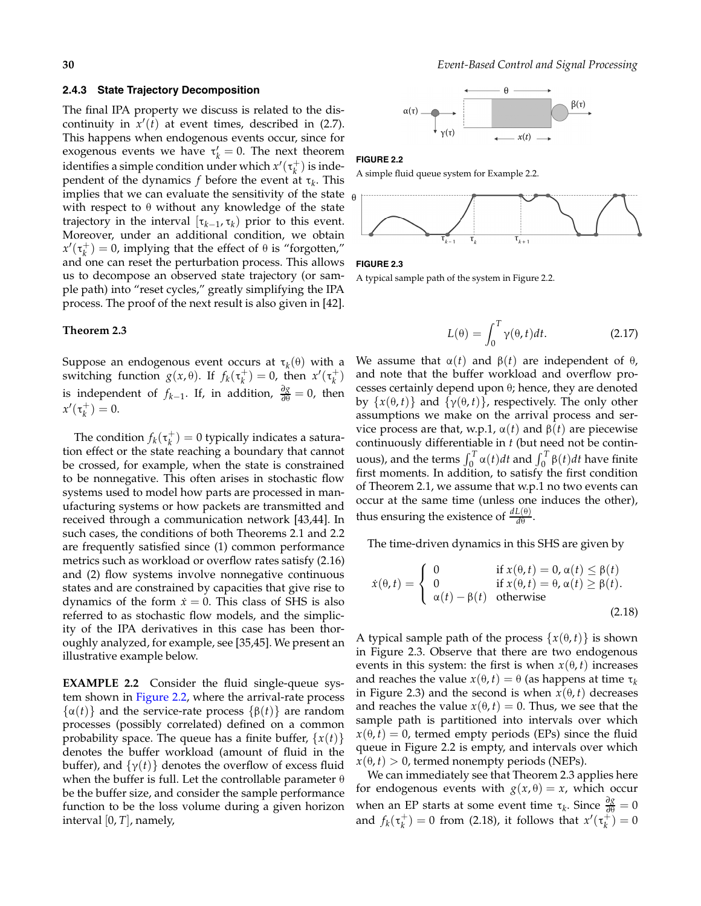### 2.4.3 State Trajectory Decomposition

The final IPA property we discuss is related to the discontinuity in $x'(t)$ at event times, described in (2.7). This happens when endogenous events occur, since for exogenous events we have $\tau_k' = 0$. The next theorem identifies a simple condition under which $x'(\tau_k^+)$ is independent of the dynamics $f$ before the event at $\tau_k$. This implies that we can evaluate the sensitivity of the state with respect to $\theta$ without any knowledge of the state trajectory in the interval $[\tau_{k-1}, \tau_k)$ prior to this event. Moreover, under an additional condition, we obtain $x'(\tau_k^+) = 0$, implying that the effect of $\theta$ is "forgotten," and one can reset the perturbation process. This allows us to decompose an observed state trajectory (or sample path) into "reset cycles," greatly simplifying the IPA process. The proof of the next result is also given in [42].

**Theorem 2.3**

Suppose an endogenous event occurs at $\tau_k(\theta)$ with a switching function $g(x, \theta)$. If $f_k(\tau_k^+) = 0$, then $x'(\tau_k^+)$ is independent of $f_{k-1}$. If, in addition, $\frac{\partial g}{\partial \theta} = 0$, then $x'(\tau_k^+) = 0$.

The condition $f_k(\tau_k^+) = 0$ typically indicates a saturation effect or the state reaching a boundary that cannot be crossed, for example, when the state is constrained to be nonnegative. This often arises in stochastic flow systems used to model how parts are processed in manufacturing systems or how packets are transmitted and received through a communication network [43,44]. In such cases, the conditions of both Theorems 2.1 and 2.2 are frequently satisfied since (1) common performance metrics such as workload or overflow rates satisfy (2.16) and (2) flow systems involve nonnegative continuous states and are constrained by capacities that give rise to dynamics of the form $\dot{x} = 0$. This class of SHS is also referred to as stochastic flow models, and the simplicity of the IPA derivatives in this case has been thoroughly analyzed, for example, see [35,45]. We present an illustrative example below.

**EXAMPLE 2.2** Consider the fluid single-queue system shown in Figure 2.2, where the arrival-rate process $\{\alpha(t)\}$ and the service-rate process $\{\beta(t)\}$ are random processes (possibly correlated) defined on a common probability space. The queue has a finite buffer, $\{x(t)\}$ denotes the buffer workload (amount of fluid in the buffer), and $\{\gamma(t)\}$ denotes the overflow of excess fluid when the buffer is full. Let the controllable parameter $\theta$ be the buffer size, and consider the sample performance function to be the loss volume during a given horizon interval $[0, T]$, namely,

FIGURE 2.2
A simple fluid queue system for Example 2.2.

FIGURE 2.3
A typical sample path of the system in Figure 2.2.

$$L(\theta) = \int_0^T \gamma(\theta, t)dt. \tag{2.17}$$

We assume that $\alpha(t)$ and $\beta(t)$ are independent of $\theta$, and note that the buffer workload and overflow processes certainly depend upon $\theta$; hence, they are denoted by $\{x(\theta, t)\}$ and $\{\gamma(\theta, t)\}$, respectively. The only other assumptions we make on the arrival process and service process are that, w.p.1, $\alpha(t)$ and $\beta(t)$ are piecewise continuously differentiable in $t$ (but need not be continuous), and the terms $\int_0^T \alpha(t)dt$ and $\int_0^T \beta(t)dt$ have finite first moments. In addition, to satisfy the first condition of Theorem 2.1, we assume that w.p.1 no two events can occur at the same time (unless one induces the other), thus ensuring the existence of $\frac{dL(\theta)}{d\theta}$.

The time-driven dynamics in this SHS are given by

$$\dot{x}(\theta, t) = \begin{cases} 0 & \text{if } x(\theta, t) = 0, \alpha(t) \le \beta(t) \\ 0 & \text{if } x(\theta, t) = \theta, \alpha(t) \ge \beta(t). \\ \alpha(t) - \beta(t) & \text{otherwise} \end{cases} \tag{2.18}$$

A typical sample path of the process $\{x(\theta, t)\}$ is shown in Figure 2.3. Observe that there are two endogenous events in this system: the first is when $x(\theta, t)$ increases and reaches the value $x(\theta, t) = \theta$ (as happens at time $\tau_k$ in Figure 2.3) and the second is when $x(\theta, t)$ decreases and reaches the value $x(\theta, t) = 0$. Thus, we see that the sample path is partitioned into intervals over which $x(\theta, t) = 0$, termed empty periods (EPs) since the fluid queue in Figure 2.2 is empty, and intervals over which $x(\theta, t) > 0$, termed nonempty periods (NEPs).

We can immediately see that Theorem 2.3 applies here for endogenous events with $g(x, \theta) = x$, which occur when an EP starts at some event time $\tau_k$. Since $\frac{\partial g}{\partial \theta} = 0$ and $f_k(\tau_k^+) = 0$ from (2.18), it follows that $x'(\tau_k^+) = 0$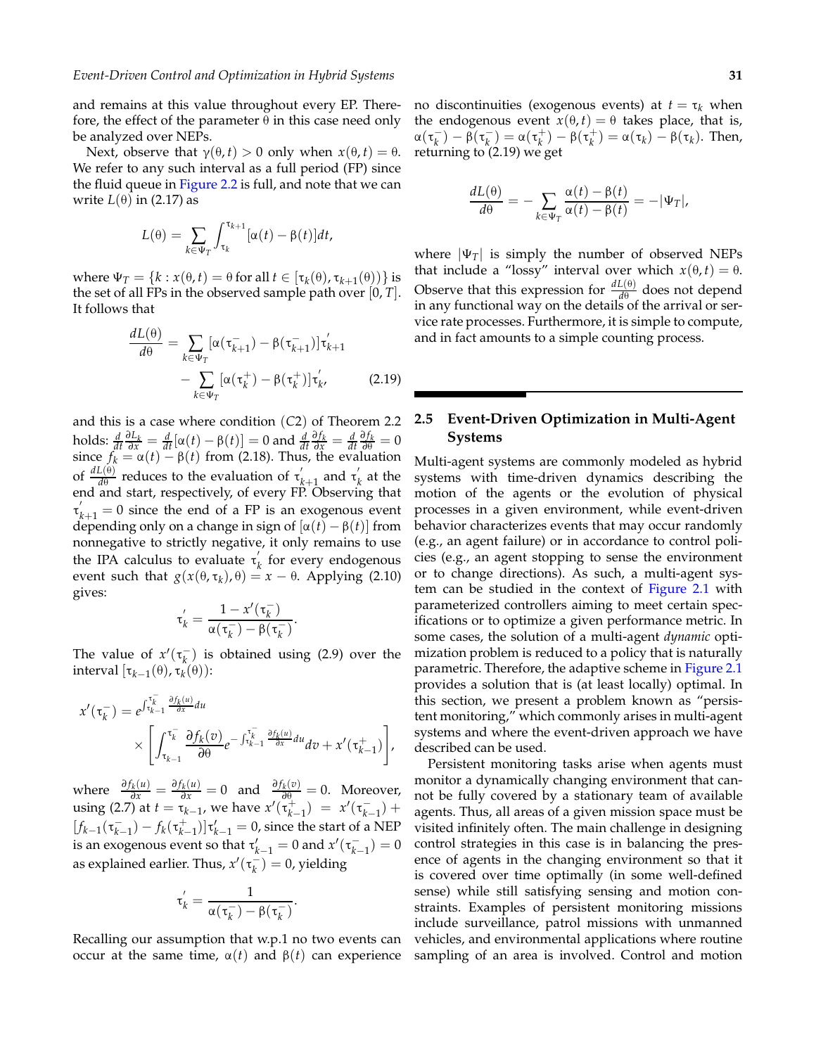and remains at this value throughout every EP. Therefore, the effect of the parameter $\theta$ in this case need only be analyzed over NEPs.

Next, observe that $\gamma(\theta, t) > 0$ only when $x(\theta, t) = \theta$. We refer to any such interval as a full period (FP) since the fluid queue in Figure 2.2 is full, and note that we can write $L(\theta)$ in (2.17) as

$$L(\theta) = \sum_{k \in \Psi_T} \int_{\tau_k}^{\tau_{k+1}} [\alpha(t) - \beta(t)] dt,$$

where $\Psi_T = \{k : x(\theta, t) = \theta \text{ for all } t \in [\tau_k(\theta), \tau_{k+1}(\theta))\}$ is the set of all FPs in the observed sample path over $[0, T]$. It follows that

$$\frac{dL(\theta)}{d\theta} = \sum_{k \in \Psi_T} [\alpha(\tau_{k+1}^-) - \beta(\tau_{k+1}^-)] \tau'_{k+1} - \sum_{k \in \Psi_T} [\alpha(\tau_k^+) - \beta(\tau_k^+)] \tau'_k, \tag{2.19}$$

and this is a case where condition $(C2)$ of Theorem 2.2 holds: $\frac{d}{dt}\frac{\partial L_k}{\partial x} = \frac{d}{dt}[\alpha(t) - \beta(t)] = 0$ and $\frac{d}{dt}\frac{\partial f_k}{\partial x} = \frac{d}{dt}\frac{\partial f_k}{\partial \theta} = 0$ since $f_k = \alpha(t) - \beta(t)$ from (2.18). Thus, the evaluation of $\frac{dL(\theta)}{d\theta}$ reduces to the evaluation of $\tau'_{k+1}$ and $\tau'_k$ at the end and start, respectively, of every FP. Observing that $\tau'_{k+1} = 0$ since the end of a FP is an exogenous event depending only on a change in sign of $[\alpha(t) - \beta(t)]$ from nonnegative to strictly negative, it only remains to use the IPA calculus to evaluate $\tau'_k$ for every endogenous event such that $g(x(\theta, \tau_k), \theta) = x - \theta$. Applying (2.10) gives:

$$\tau'_k = \frac{1 - x'(\tau_k^-)}{\alpha(\tau_k^-) - \beta(\tau_k^-)}.$$

The value of $x'(\tau_k^-)$ is obtained using (2.9) over the interval $[\tau_{k-1}(\theta), \tau_k(\theta))$:

$$x'(\tau_k^-) = e^{\int_{\tau_{k-1}}^{\tau_k^-} \frac{\partial f_k(u)}{\partial x} du} \times \left[ \int_{\tau_{k-1}}^{\tau_k^-} \frac{\partial f_k(v)}{\partial \theta} e^{-\int_{\tau_{k-1}}^{\tau_k^-} \frac{\partial f_k(u)}{\partial x} du} dv + x'(\tau_{k-1}^+) \right],$$

where $\frac{\partial f_k(u)}{\partial x} = \frac{\partial f_k(u)}{\partial x} = 0$ and $\frac{\partial f_k(v)}{\partial \theta} = 0$. Moreover, using (2.7) at $t = \tau_{k-1}$, we have $x'(\tau_{k-1}^+) = x'(\tau_{k-1}^-) + [f_{k-1}(\tau_{k-1}^-) - f_k(\tau_{k-1}^+)]\tau'_{k-1} = 0$, since the start of a NEP is an exogenous event so that $\tau'_{k-1} = 0$ and $x'(\tau_{k-1}^-) = 0$ as explained earlier. Thus, $x'(\tau_k^-) = 0$, yielding

$$\tau'_k = \frac{1}{\alpha(\tau_k^-) - \beta(\tau_k^-)}.$$

Recalling our assumption that w.p.1 no two events can occur at the same time, $\alpha(t)$ and $\beta(t)$ can experience no discontinuities (exogenous events) at $t = \tau_k$ when the endogenous event $x(\theta, t) = \theta$ takes place, that is, $\alpha(\tau_k^-) - \beta(\tau_k^-) = \alpha(\tau_k^+) - \beta(\tau_k^+) = \alpha(\tau_k) - \beta(\tau_k)$. Then, returning to (2.19) we get

$$\frac{dL(\theta)}{d\theta} = -\sum_{k \in \Psi_T} \frac{\alpha(t) - \beta(t)}{\alpha(t) - \beta(t)} = -|\Psi_T|,$$

where $|\Psi_T|$ is simply the number of observed NEPs that include a "lossy" interval over which $x(\theta, t) = \theta$. Observe that this expression for $\frac{dL(\theta)}{d\theta}$ does not depend in any functional way on the details of the arrival or service rate processes. Furthermore, it is simple to compute, and in fact amounts to a simple counting process.

## 2.5 Event-Driven Optimization in Multi-Agent Systems

Multi-agent systems are commonly modeled as hybrid systems with time-driven dynamics describing the motion of the agents or the evolution of physical processes in a given environment, while event-driven behavior characterizes events that may occur randomly (e.g., an agent failure) or in accordance to control policies (e.g., an agent stopping to sense the environment or to change directions). As such, a multi-agent system can be studied in the context of Figure 2.1 with parameterized controllers aiming to meet certain specifications or to optimize a given performance metric. In some cases, the solution of a multi-agent *dynamic* optimization problem is reduced to a policy that is naturally parametric. Therefore, the adaptive scheme in Figure 2.1 provides a solution that is (at least locally) optimal. In this section, we present a problem known as "persistent monitoring," which commonly arises in multi-agent systems and where the event-driven approach we have described can be used.

Persistent monitoring tasks arise when agents must monitor a dynamically changing environment that cannot be fully covered by a stationary team of available agents. Thus, all areas of a given mission space must be visited infinitely often. The main challenge in designing control strategies in this case is in balancing the presence of agents in the changing environment so that it is covered over time optimally (in some well-defined sense) while still satisfying sensing and motion constraints. Examples of persistent monitoring missions include surveillance, patrol missions with unmanned vehicles, and environmental applications where routine sampling of an area is involved. Control and motion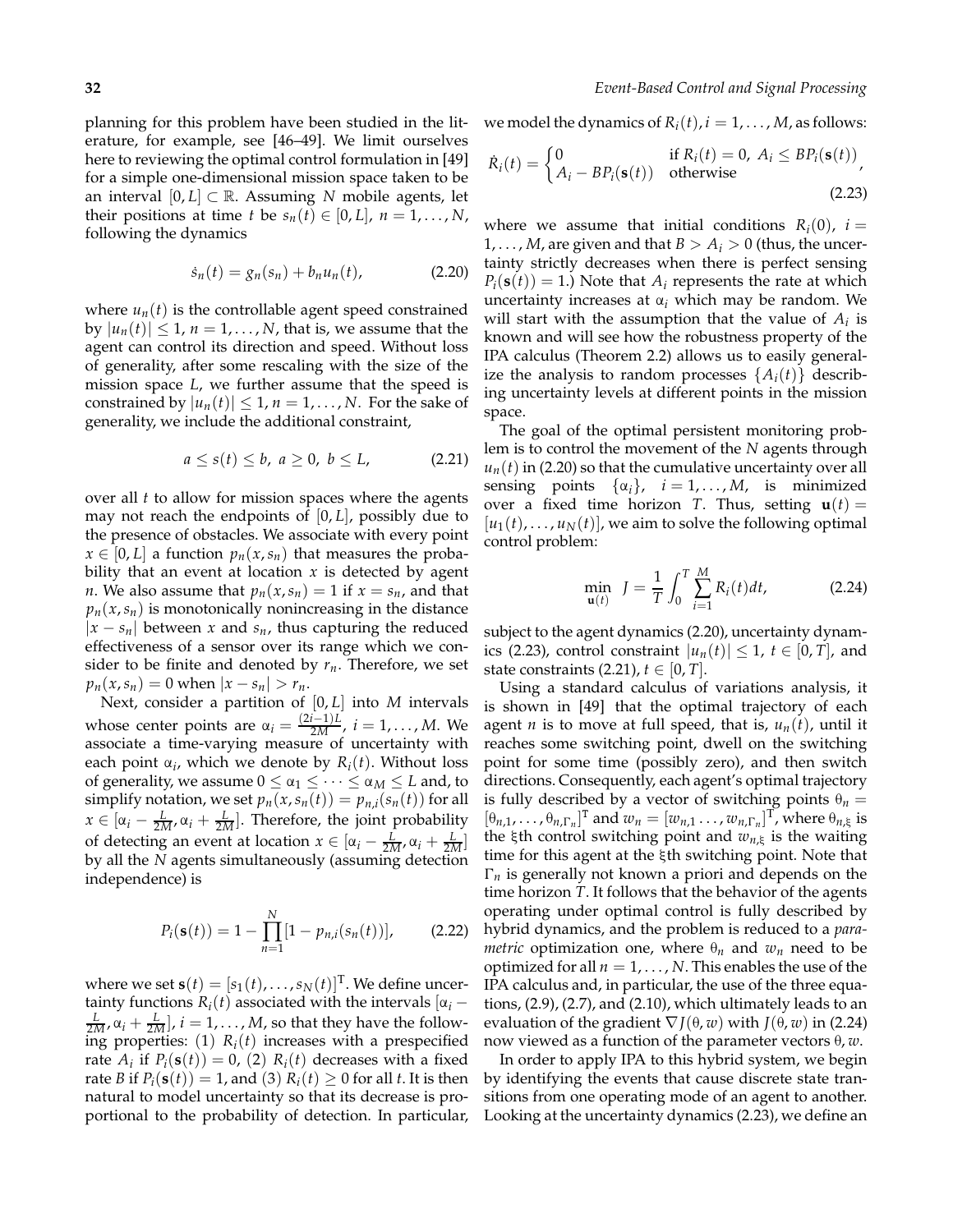planning for this problem have been studied in the literature, for example, see [46–49]. We limit ourselves here to reviewing the optimal control formulation in [49] for a simple one-dimensional mission space taken to be an interval $[0, L] \subset \mathbb{R}$. Assuming $N$ mobile agents, let their positions at time $t$ be $s_n(t) \in [0, L]$, $n = 1, \ldots, N$, following the dynamics

$$\dot{s}_n(t) = g_n(s_n) + b_n u_n(t), \tag{2.20}$$

where $u_n(t)$ is the controllable agent speed constrained by $|u_n(t)| \leq 1$, $n = 1, \ldots, N$, that is, we assume that the agent can control its direction and speed. Without loss of generality, after some rescaling with the size of the mission space $L$, we further assume that the speed is constrained by $|u_n(t)| \leq 1$, $n = 1, \ldots, N$. For the sake of generality, we include the additional constraint,

$$a \leq s(t) \leq b, \; a \geq 0, \; b \leq L, \tag{2.21}$$

over all $t$ to allow for mission spaces where the agents may not reach the endpoints of $[0, L]$, possibly due to the presence of obstacles. We associate with every point $x \in [0, L]$ a function $p_n(x, s_n)$ that measures the probability that an event at location $x$ is detected by agent $n$. We also assume that $p_n(x, s_n) = 1$ if $x = s_n$, and that $p_n(x, s_n)$ is monotonically nonincreasing in the distance $|x - s_n|$ between $x$ and $s_n$, thus capturing the reduced effectiveness of a sensor over its range which we consider to be finite and denoted by $r_n$. Therefore, we set $p_n(x, s_n) = 0$ when $|x - s_n| > r_n$.

Next, consider a partition of $[0, L]$ into $M$ intervals whose center points are $\alpha_i = \frac{(2i-1)L}{2M}$, $i = 1, \ldots, M$. We associate a time-varying measure of uncertainty with each point $\alpha_i$, which we denote by $R_i(t)$. Without loss of generality, we assume $0 \leq \alpha_1 \leq \cdots \leq \alpha_M \leq L$ and, to simplify notation, we set $p_n(x, s_n(t)) = p_{n,i}(s_n(t))$ for all $x \in [\alpha_i - \frac{L}{2M}, \alpha_i + \frac{L}{2M}]$. Therefore, the joint probability of detecting an event at location $x \in [\alpha_i - \frac{L}{2M}, \alpha_i + \frac{L}{2M}]$ by all the $N$ agents simultaneously (assuming detection independence) is

$$P_i(\mathbf{s}(t)) = 1 - \prod_{n=1}^{N} [1 - p_{n,i}(s_n(t))], \tag{2.22}$$

where we set $\mathbf{s}(t) = [s_1(t), \ldots, s_N(t)]^{\mathrm{T}}$. We define uncertainty functions $R_i(t)$ associated with the intervals $[\alpha_i - \frac{L}{2M}, \alpha_i + \frac{L}{2M}]$, $i = 1, \ldots, M$, so that they have the following properties: (1) $R_i(t)$ increases with a prespecified rate $A_i$ if $P_i(\mathbf{s}(t)) = 0$, (2) $R_i(t)$ decreases with a fixed rate $B$ if $P_i(\mathbf{s}(t)) = 1$, and (3) $R_i(t) \geq 0$ for all $t$. It is then natural to model uncertainty so that its decrease is proportional to the probability of detection. In particular, we model the dynamics of $R_i(t)$, $i = 1, \ldots, M$, as follows:

$$\dot{R}_i(t) = \begin{cases} 0 & \text{if } R_i(t) = 0, \; A_i \leq BP_i(\mathbf{s}(t)) \\ A_i - BP_i(\mathbf{s}(t)) & \text{otherwise} \end{cases}, \tag{2.23}$$

where we assume that initial conditions $R_i(0)$, $i = 1, \ldots, M$, are given and that $B > A_i > 0$ (thus, the uncertainty strictly decreases when there is perfect sensing $P_i(\mathbf{s}(t)) = 1$.) Note that $A_i$ represents the rate at which uncertainty increases at $\alpha_i$ which may be random. We will start with the assumption that the value of $A_i$ is known and will see how the robustness property of the IPA calculus (Theorem 2.2) allows us to easily generalize the analysis to random processes $\{A_i(t)\}$ describing uncertainty levels at different points in the mission space.

The goal of the optimal persistent monitoring problem is to control the movement of the $N$ agents through $u_n(t)$ in (2.20) so that the cumulative uncertainty over all sensing points $\{\alpha_i\}$, $i = 1, \ldots, M$, is minimized over a fixed time horizon $T$. Thus, setting $\mathbf{u}(t) = [u_1(t), \ldots, u_N(t)]$, we aim to solve the following optimal control problem:

$$\min_{\mathbf{u}(t)} \; J = \frac{1}{T} \int_0^T \sum_{i=1}^{M} R_i(t) dt, \tag{2.24}$$

subject to the agent dynamics (2.20), uncertainty dynamics (2.23), control constraint $|u_n(t)| \leq 1$, $t \in [0, T]$, and state constraints (2.21), $t \in [0, T]$.

Using a standard calculus of variations analysis, it is shown in [49] that the optimal trajectory of each agent $n$ is to move at full speed, that is, $u_n(t)$, until it reaches some switching point, dwell on the switching point for some time (possibly zero), and then switch directions. Consequently, each agent's optimal trajectory is fully described by a vector of switching points $\theta_n = [\theta_{n,1}, \ldots, \theta_{n,\Gamma_n}]^{\mathrm{T}}$ and $w_n = [w_{n,1} \ldots, w_{n,\Gamma_n}]^{\mathrm{T}}$, where $\theta_{n,\xi}$ is the $\xi$th control switching point and $w_{n,\xi}$ is the waiting time for this agent at the $\xi$th switching point. Note that $\Gamma_n$ is generally not known a priori and depends on the time horizon $T$. It follows that the behavior of the agents operating under optimal control is fully described by hybrid dynamics, and the problem is reduced to a *parametric* optimization one, where $\theta_n$ and $w_n$ need to be optimized for all $n = 1, \ldots, N$. This enables the use of the IPA calculus and, in particular, the use of the three equations, (2.9), (2.7), and (2.10), which ultimately leads to an evaluation of the gradient $\nabla J(\theta, w)$ with $J(\theta, w)$ in (2.24) now viewed as a function of the parameter vectors $\theta, w$.

In order to apply IPA to this hybrid system, we begin by identifying the events that cause discrete state transitions from one operating mode of an agent to another. Looking at the uncertainty dynamics (2.23), we define an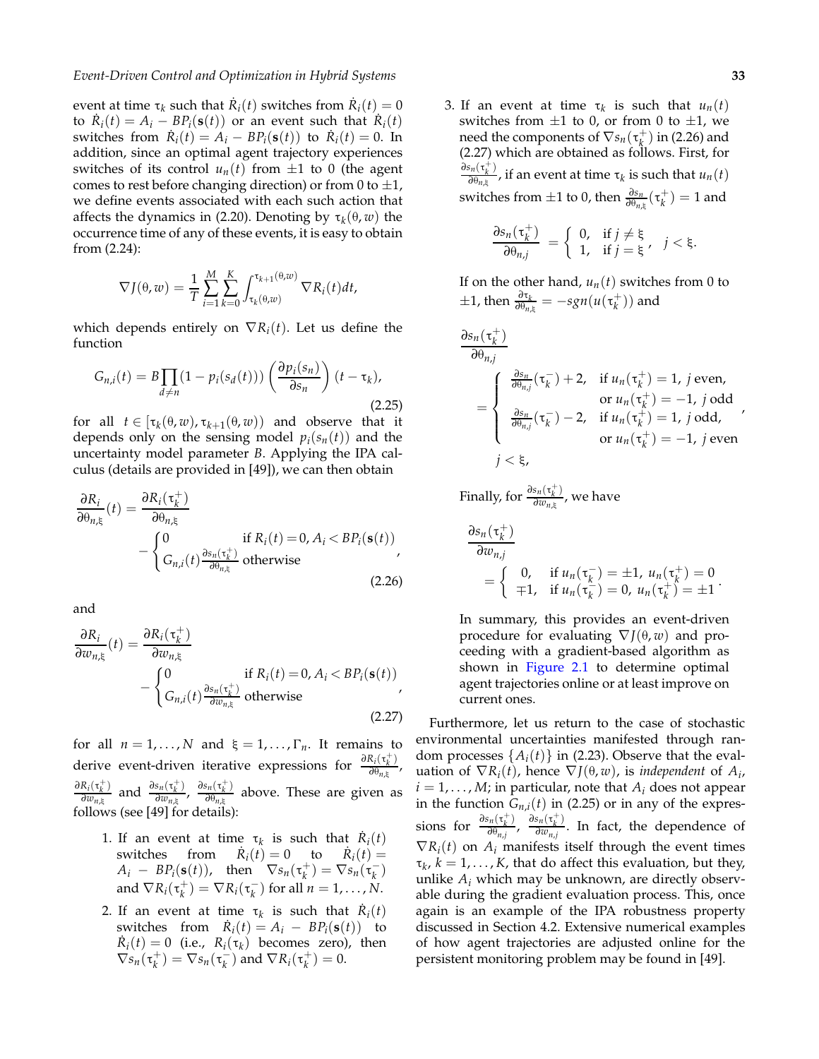event at time $\tau_k$ such that $\dot{R}_i(t)$ switches from $\dot{R}_i(t) = 0$ to $\dot{R}_i(t) = A_i - BP_i(\mathbf{s}(t))$ or an event such that $\dot{R}_i(t)$ switches from $\dot{R}_i(t) = A_i - BP_i(\mathbf{s}(t))$ to $\dot{R}_i(t) = 0$. In addition, since an optimal agent trajectory experiences switches of its control $u_n(t)$ from $\pm 1$ to 0 (the agent comes to rest before changing direction) or from 0 to $\pm 1$, we define events associated with each such action that affects the dynamics in (2.20). Denoting by $\tau_k(\theta, w)$ the occurrence time of any of these events, it is easy to obtain from (2.24):

$$\nabla J(\theta, w) = \frac{1}{T} \sum_{i=1}^{M} \sum_{k=0}^{K} \int_{\tau_k(\theta,w)}^{\tau_{k+1}(\theta,w)} \nabla R_i(t) dt,$$

which depends entirely on $\nabla R_i(t)$. Let us define the function

$$G_{n,i}(t) = B \prod_{d \neq n} (1 - p_i(s_d(t))) \left( \frac{\partial p_i(s_n)}{\partial s_n} \right) (t - \tau_k), \tag{2.25}$$

for all $t \in [\tau_k(\theta, w), \tau_{k+1}(\theta, w))$ and observe that it depends only on the sensing model $p_i(s_n(t))$ and the uncertainty model parameter $B$. Applying the IPA calculus (details are provided in [49]), we can then obtain

$$\frac{\partial R_i}{\partial \theta_{n,\xi}}(t) = \frac{\partial R_i(\tau_k^+)}{\partial \theta_{n,\xi}} - \begin{cases} 0 & \text{if } R_i(t) = 0, A_i < BP_i(\mathbf{s}(t)) \\ G_{n,i}(t) \frac{\partial s_n(\tau_k^+)}{\partial \theta_{n,\xi}} & \text{otherwise} \end{cases}, \tag{2.26}$$

and

$$\frac{\partial R_i}{\partial w_{n,\xi}}(t) = \frac{\partial R_i(\tau_k^+)}{\partial w_{n,\xi}} - \begin{cases} 0 & \text{if } R_i(t) = 0, A_i < BP_i(\mathbf{s}(t)) \\ G_{n,i}(t) \frac{\partial s_n(\tau_k^+)}{\partial w_{n,\xi}} & \text{otherwise} \end{cases}, \tag{2.27}$$

for all $n = 1, \ldots, N$ and $\xi = 1, \ldots, \Gamma_n$. It remains to derive event-driven iterative expressions for $\frac{\partial R_i(\tau_k^+)}{\partial \theta_{n,\xi}}$, $\frac{\partial R_i(\tau_k^+)}{\partial w_{n,\xi}}$ and $\frac{\partial s_n(\tau_k^+)}{\partial w_{n,\xi}}$, $\frac{\partial s_n(\tau_k^+)}{\partial \theta_{n,\xi}}$ above. These are given as follows (see [49] for details):

1. If an event at time $\tau_k$ is such that $\dot{R}_i(t)$ switches from $\dot{R}_i(t) = 0$ to $\dot{R}_i(t) = A_i - BP_i(\mathbf{s}(t))$, then $\nabla s_n(\tau_k^+) = \nabla s_n(\tau_k^-)$ and $\nabla R_i(\tau_k^+) = \nabla R_i(\tau_k^-)$ for all $n = 1, \ldots, N$.
2. If an event at time $\tau_k$ is such that $\dot{R}_i(t)$ switches from $\dot{R}_i(t) = A_i - BP_i(\mathbf{s}(t))$ to $\dot{R}_i(t) = 0$ (i.e., $R_i(\tau_k)$ becomes zero), then $\nabla s_n(\tau_k^+) = \nabla s_n(\tau_k^-)$ and $\nabla R_i(\tau_k^+) = 0$.
3. If an event at time $\tau_k$ is such that $u_n(t)$ switches from $\pm 1$ to 0, or from 0 to $\pm 1$, we need the components of $\nabla s_n(\tau_k^+)$ in (2.26) and (2.27) which are obtained as follows. First, for $\frac{\partial s_n(\tau_k^+)}{\partial \theta_{n,\xi}}$, if an event at time $\tau_k$ is such that $u_n(t)$ switches from $\pm 1$ to 0, then $\frac{\partial s_n}{\partial \theta_{n,\xi}}(\tau_k^+) = 1$ and

$$\frac{\partial s_n(\tau_k^+)}{\partial \theta_{n,j}} = \begin{cases} 0, & \text{if } j \neq \xi \\ 1, & \text{if } j = \xi \end{cases}, \quad j < \xi.$$

If on the other hand, $u_n(t)$ switches from 0 to $\pm 1$, then $\frac{\partial \tau_k}{\partial \theta_{n,\xi}} = -sgn(u(\tau_k^+))$ and

$$\frac{\partial s_n(\tau_k^+)}{\partial \theta_{n,j}} = \begin{cases} \frac{\partial s_n}{\partial \theta_{n,j}}(\tau_k^-) + 2, & \text{if } u_n(\tau_k^+) = 1, \ j \text{ even,} \\ & \text{or } u_n(\tau_k^+) = -1, \ j \text{ odd} \\ \frac{\partial s_n}{\partial \theta_{n,j}}(\tau_k^-) - 2, & \text{if } u_n(\tau_k^+) = 1, \ j \text{ odd,} \\ & \text{or } u_n(\tau_k^+) = -1, \ j \text{ even} \end{cases},$$

$j < \xi$,

Finally, for $\frac{\partial s_n(\tau_k^+)}{\partial w_{n,\xi}}$, we have

$$\frac{\partial s_n(\tau_k^+)}{\partial w_{n,j}} = \begin{cases} 0, & \text{if } u_n(\tau_k^-) = \pm 1, \ u_n(\tau_k^+) = 0 \\ \mp 1, & \text{if } u_n(\tau_k^-) = 0, \ u_n(\tau_k^+) = \pm 1 \end{cases}.$$

In summary, this provides an event-driven procedure for evaluating $\nabla J(\theta, w)$ and proceeding with a gradient-based algorithm as shown in Figure 2.1 to determine optimal agent trajectories online or at least improve on current ones.

Furthermore, let us return to the case of stochastic environmental uncertainties manifested through random processes $\{A_i(t)\}$ in (2.23). Observe that the evaluation of $\nabla R_i(t)$, hence $\nabla J(\theta, w)$, is *independent* of $A_i$, $i = 1, \ldots, M$; in particular, note that $A_i$ does not appear in the function $G_{n,i}(t)$ in (2.25) or in any of the expressions for $\frac{\partial s_n(\tau_k^+)}{\partial \theta_{n,j}}$, $\frac{\partial s_n(\tau_k^+)}{\partial w_{n,j}}$. In fact, the dependence of $\nabla R_i(t)$ on $A_i$ manifests itself through the event times $\tau_k$, $k = 1, \ldots, K$, that do affect this evaluation, but they, unlike $A_i$ which may be unknown, are directly observable during the gradient evaluation process. This, once again is an example of the IPA robustness property discussed in Section 4.2. Extensive numerical examples of how agent trajectories are adjusted online for the persistent monitoring problem may be found in [49].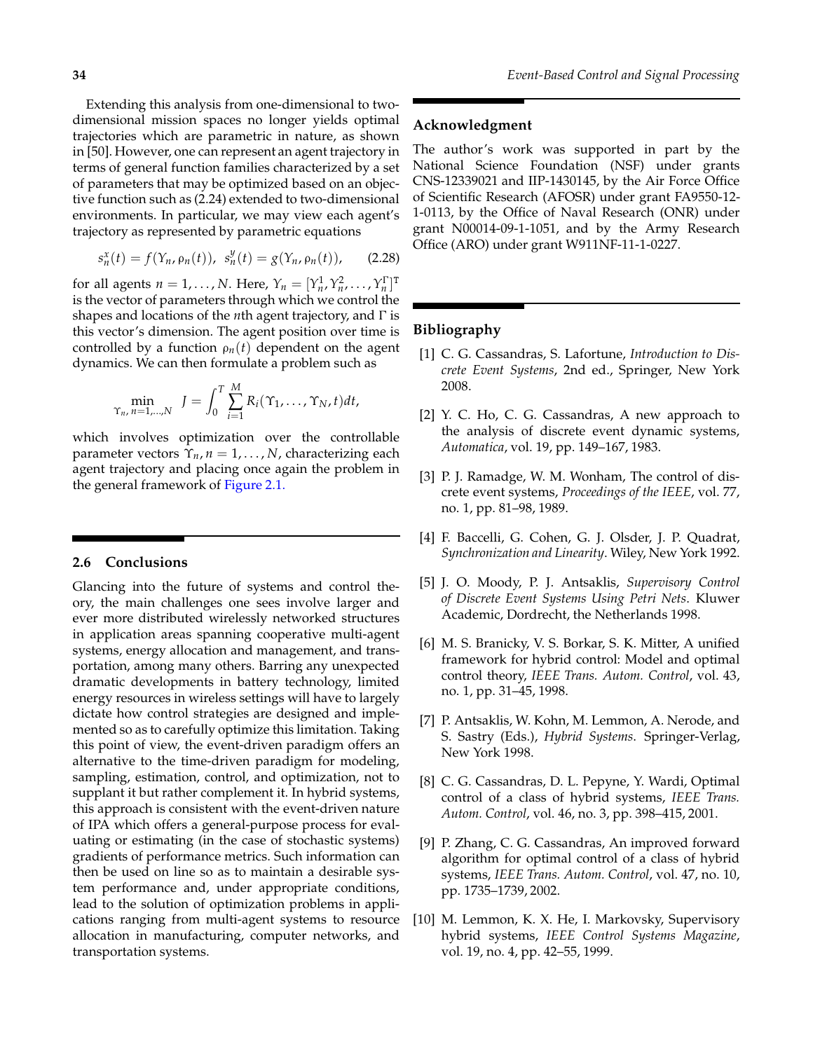Extending this analysis from one-dimensional to two-dimensional mission spaces no longer yields optimal trajectories which are parametric in nature, as shown in [50]. However, one can represent an agent trajectory in terms of general function families characterized by a set of parameters that may be optimized based on an objective function such as (2.24) extended to two-dimensional environments. In particular, we may view each agent's trajectory as represented by parametric equations

$$s_n^x(t) = f(\Upsilon_n, \rho_n(t)), \;\; s_n^y(t) = g(\Upsilon_n, \rho_n(t)), \qquad (2.28)$$

for all agents $n = 1, \ldots, N$. Here, $\Upsilon_n = [\Upsilon_n^1, \Upsilon_n^2, \ldots, \Upsilon_n^\Gamma]^\mathrm{T}$ is the vector of parameters through which we control the shapes and locations of the $n$th agent trajectory, and $\Gamma$ is this vector's dimension. The agent position over time is controlled by a function $\rho_n(t)$ dependent on the agent dynamics. We can then formulate a problem such as

$$\min_{\Upsilon_n,\, n=1,\ldots,N} \;\; J = \int_0^T \sum_{i=1}^M R_i(\Upsilon_1, \ldots, \Upsilon_N, t)dt,$$

which involves optimization over the controllable parameter vectors $\Upsilon_n, n = 1, \ldots, N$, characterizing each agent trajectory and placing once again the problem in the general framework of Figure 2.1.

## 2.6 Conclusions

Glancing into the future of systems and control theory, the main challenges one sees involve larger and ever more distributed wirelessly networked structures in application areas spanning cooperative multi-agent systems, energy allocation and management, and transportation, among many others. Barring any unexpected dramatic developments in battery technology, limited energy resources in wireless settings will have to largely dictate how control strategies are designed and implemented so as to carefully optimize this limitation. Taking this point of view, the event-driven paradigm offers an alternative to the time-driven paradigm for modeling, sampling, estimation, control, and optimization, not to supplant it but rather complement it. In hybrid systems, this approach is consistent with the event-driven nature of IPA which offers a general-purpose process for evaluating or estimating (in the case of stochastic systems) gradients of performance metrics. Such information can then be used on line so as to maintain a desirable system performance and, under appropriate conditions, lead to the solution of optimization problems in applications ranging from multi-agent systems to resource allocation in manufacturing, computer networks, and transportation systems.

## Acknowledgment

The author's work was supported in part by the National Science Foundation (NSF) under grants CNS-12339021 and IIP-1430145, by the Air Force Office of Scientific Research (AFOSR) under grant FA9550-12-1-0113, by the Office of Naval Research (ONR) under grant N00014-09-1-1051, and by the Army Research Office (ARO) under grant W911NF-11-1-0227.

## Bibliography

[1] C. G. Cassandras, S. Lafortune, *Introduction to Discrete Event Systems*, 2nd ed., Springer, New York 2008.

[2] Y. C. Ho, C. G. Cassandras, A new approach to the analysis of discrete event dynamic systems, *Automatica*, vol. 19, pp. 149–167, 1983.

[3] P. J. Ramadge, W. M. Wonham, The control of discrete event systems, *Proceedings of the IEEE*, vol. 77, no. 1, pp. 81–98, 1989.

[4] F. Baccelli, G. Cohen, G. J. Olsder, J. P. Quadrat, *Synchronization and Linearity*. Wiley, New York 1992.

[5] J. O. Moody, P. J. Antsaklis, *Supervisory Control of Discrete Event Systems Using Petri Nets*. Kluwer Academic, Dordrecht, the Netherlands 1998.

[6] M. S. Branicky, V. S. Borkar, S. K. Mitter, A unified framework for hybrid control: Model and optimal control theory, *IEEE Trans. Autom. Control*, vol. 43, no. 1, pp. 31–45, 1998.

[7] P. Antsaklis, W. Kohn, M. Lemmon, A. Nerode, and S. Sastry (Eds.), *Hybrid Systems*. Springer-Verlag, New York 1998.

[8] C. G. Cassandras, D. L. Pepyne, Y. Wardi, Optimal control of a class of hybrid systems, *IEEE Trans. Autom. Control*, vol. 46, no. 3, pp. 398–415, 2001.

[9] P. Zhang, C. G. Cassandras, An improved forward algorithm for optimal control of a class of hybrid systems, *IEEE Trans. Autom. Control*, vol. 47, no. 10, pp. 1735–1739, 2002.

[10] M. Lemmon, K. X. He, I. Markovsky, Supervisory hybrid systems, *IEEE Control Systems Magazine*, vol. 19, no. 4, pp. 42–55, 1999.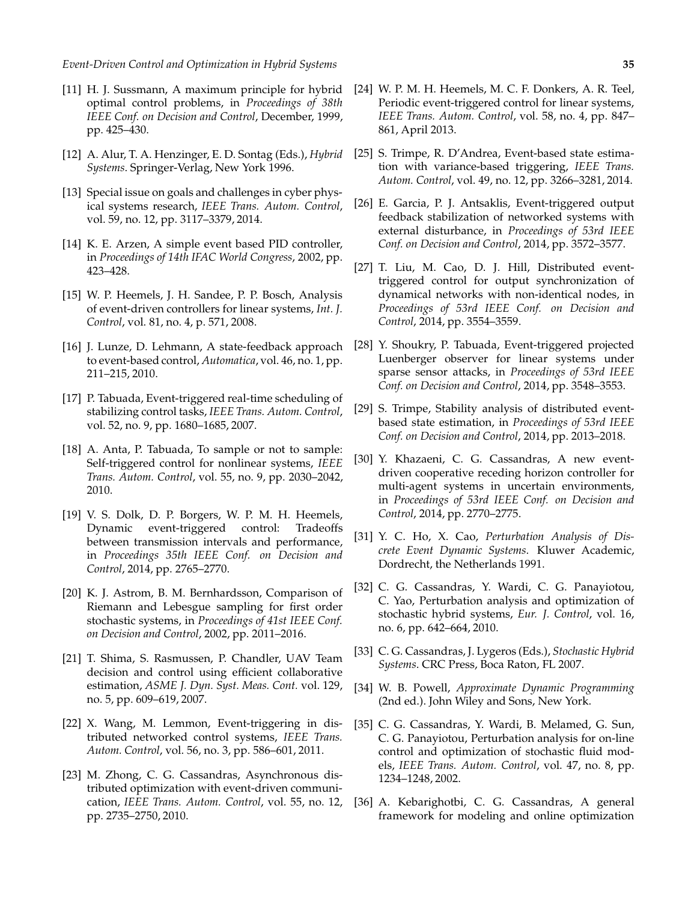[11] H. J. Sussmann, A maximum principle for hybrid optimal control problems, in *Proceedings of 38th IEEE Conf. on Decision and Control*, December, 1999, pp. 425–430.

[12] A. Alur, T. A. Henzinger, E. D. Sontag (Eds.), *Hybrid Systems*. Springer-Verlag, New York 1996.

[13] Special issue on goals and challenges in cyber physical systems research, *IEEE Trans. Autom. Control*, vol. 59, no. 12, pp. 3117–3379, 2014.

[14] K. E. Arzen, A simple event based PID controller, in *Proceedings of 14th IFAC World Congress*, 2002, pp. 423–428.

[15] W. P. Heemels, J. H. Sandee, P. P. Bosch, Analysis of event-driven controllers for linear systems, *Int. J. Control*, vol. 81, no. 4, p. 571, 2008.

[16] J. Lunze, D. Lehmann, A state-feedback approach to event-based control, *Automatica*, vol. 46, no. 1, pp. 211–215, 2010.

[17] P. Tabuada, Event-triggered real-time scheduling of stabilizing control tasks, *IEEE Trans. Autom. Control*, vol. 52, no. 9, pp. 1680–1685, 2007.

[18] A. Anta, P. Tabuada, To sample or not to sample: Self-triggered control for nonlinear systems, *IEEE Trans. Autom. Control*, vol. 55, no. 9, pp. 2030–2042, 2010.

[19] V. S. Dolk, D. P. Borgers, W. P. M. H. Heemels, Dynamic event-triggered control: Tradeoffs between transmission intervals and performance, in *Proceedings 35th IEEE Conf. on Decision and Control*, 2014, pp. 2765–2770.

[20] K. J. Astrom, B. M. Bernhardsson, Comparison of Riemann and Lebesgue sampling for first order stochastic systems, in *Proceedings of 41st IEEE Conf. on Decision and Control*, 2002, pp. 2011–2016.

[21] T. Shima, S. Rasmussen, P. Chandler, UAV Team decision and control using efficient collaborative estimation, *ASME J. Dyn. Syst. Meas. Cont.* vol. 129, no. 5, pp. 609–619, 2007.

[22] X. Wang, M. Lemmon, Event-triggering in distributed networked control systems, *IEEE Trans. Autom. Control*, vol. 56, no. 3, pp. 586–601, 2011.

[23] M. Zhong, C. G. Cassandras, Asynchronous distributed optimization with event-driven communication, *IEEE Trans. Autom. Control*, vol. 55, no. 12, pp. 2735–2750, 2010.

[24] W. P. M. H. Heemels, M. C. F. Donkers, A. R. Teel, Periodic event-triggered control for linear systems, *IEEE Trans. Autom. Control*, vol. 58, no. 4, pp. 847–861, April 2013.

[25] S. Trimpe, R. D'Andrea, Event-based state estimation with variance-based triggering, *IEEE Trans. Autom. Control*, vol. 49, no. 12, pp. 3266–3281, 2014.

[26] E. Garcia, P. J. Antsaklis, Event-triggered output feedback stabilization of networked systems with external disturbance, in *Proceedings of 53rd IEEE Conf. on Decision and Control*, 2014, pp. 3572–3577.

[27] T. Liu, M. Cao, D. J. Hill, Distributed event-triggered control for output synchronization of dynamical networks with non-identical nodes, in *Proceedings of 53rd IEEE Conf. on Decision and Control*, 2014, pp. 3554–3559.

[28] Y. Shoukry, P. Tabuada, Event-triggered projected Luenberger observer for linear systems under sparse sensor attacks, in *Proceedings of 53rd IEEE Conf. on Decision and Control*, 2014, pp. 3548–3553.

[29] S. Trimpe, Stability analysis of distributed event-based state estimation, in *Proceedings of 53rd IEEE Conf. on Decision and Control*, 2014, pp. 2013–2018.

[30] Y. Khazaeni, C. G. Cassandras, A new event-driven cooperative receding horizon controller for multi-agent systems in uncertain environments, in *Proceedings of 53rd IEEE Conf. on Decision and Control*, 2014, pp. 2770–2775.

[31] Y. C. Ho, X. Cao, *Perturbation Analysis of Discrete Event Dynamic Systems*. Kluwer Academic, Dordrecht, the Netherlands 1991.

[32] C. G. Cassandras, Y. Wardi, C. G. Panayiotou, C. Yao, Perturbation analysis and optimization of stochastic hybrid systems, *Eur. J. Control*, vol. 16, no. 6, pp. 642–664, 2010.

[33] C. G. Cassandras, J. Lygeros (Eds.), *Stochastic Hybrid Systems*. CRC Press, Boca Raton, FL 2007.

[34] W. B. Powell, *Approximate Dynamic Programming* (2nd ed.). John Wiley and Sons, New York.

[35] C. G. Cassandras, Y. Wardi, B. Melamed, G. Sun, C. G. Panayiotou, Perturbation analysis for on-line control and optimization of stochastic fluid models, *IEEE Trans. Autom. Control*, vol. 47, no. 8, pp. 1234–1248, 2002.

[36] A. Kebarighotbi, C. G. Cassandras, A general framework for modeling and online optimization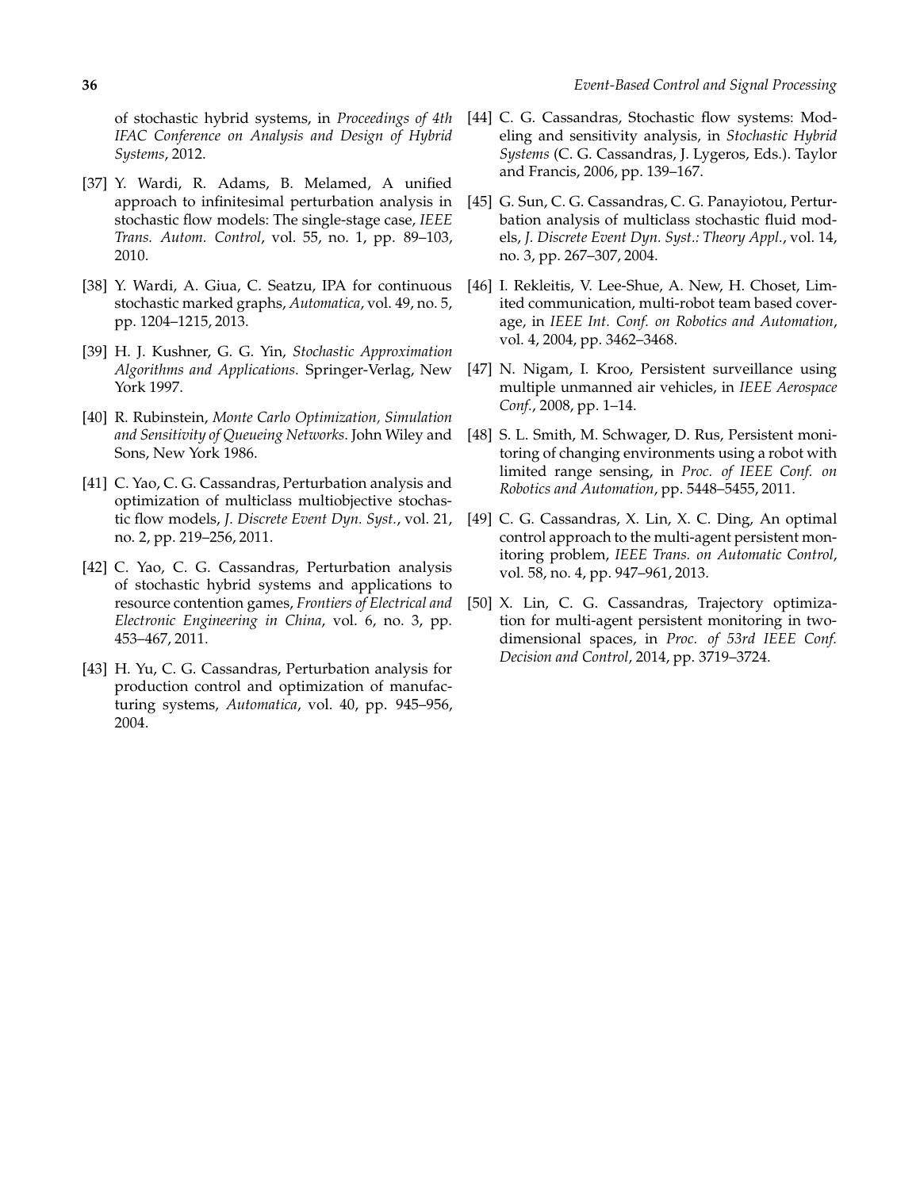of stochastic hybrid systems, in *Proceedings of 4th IFAC Conference on Analysis and Design of Hybrid Systems*, 2012.

[37] Y. Wardi, R. Adams, B. Melamed, A unified approach to infinitesimal perturbation analysis in stochastic flow models: The single-stage case, *IEEE Trans. Autom. Control*, vol. 55, no. 1, pp. 89–103, 2010.

[38] Y. Wardi, A. Giua, C. Seatzu, IPA for continuous stochastic marked graphs, *Automatica*, vol. 49, no. 5, pp. 1204–1215, 2013.

[39] H. J. Kushner, G. G. Yin, *Stochastic Approximation Algorithms and Applications*. Springer-Verlag, New York 1997.

[40] R. Rubinstein, *Monte Carlo Optimization, Simulation and Sensitivity of Queueing Networks*. John Wiley and Sons, New York 1986.

[41] C. Yao, C. G. Cassandras, Perturbation analysis and optimization of multiclass multiobjective stochastic flow models, *J. Discrete Event Dyn. Syst.*, vol. 21, no. 2, pp. 219–256, 2011.

[42] C. Yao, C. G. Cassandras, Perturbation analysis of stochastic hybrid systems and applications to resource contention games, *Frontiers of Electrical and Electronic Engineering in China*, vol. 6, no. 3, pp. 453–467, 2011.

[43] H. Yu, C. G. Cassandras, Perturbation analysis for production control and optimization of manufacturing systems, *Automatica*, vol. 40, pp. 945–956, 2004.

[44] C. G. Cassandras, Stochastic flow systems: Modeling and sensitivity analysis, in *Stochastic Hybrid Systems* (C. G. Cassandras, J. Lygeros, Eds.). Taylor and Francis, 2006, pp. 139–167.

[45] G. Sun, C. G. Cassandras, C. G. Panayiotou, Perturbation analysis of multiclass stochastic fluid models, *J. Discrete Event Dyn. Syst.: Theory Appl.*, vol. 14, no. 3, pp. 267–307, 2004.

[46] I. Rekleitis, V. Lee-Shue, A. New, H. Choset, Limited communication, multi-robot team based coverage, in *IEEE Int. Conf. on Robotics and Automation*, vol. 4, 2004, pp. 3462–3468.

[47] N. Nigam, I. Kroo, Persistent surveillance using multiple unmanned air vehicles, in *IEEE Aerospace Conf.*, 2008, pp. 1–14.

[48] S. L. Smith, M. Schwager, D. Rus, Persistent monitoring of changing environments using a robot with limited range sensing, in *Proc. of IEEE Conf. on Robotics and Automation*, pp. 5448–5455, 2011.

[49] C. G. Cassandras, X. Lin, X. C. Ding, An optimal control approach to the multi-agent persistent monitoring problem, *IEEE Trans. on Automatic Control*, vol. 58, no. 4, pp. 947–961, 2013.

[50] X. Lin, C. G. Cassandras, Trajectory optimization for multi-agent persistent monitoring in two-dimensional spaces, in *Proc. of 53rd IEEE Conf. Decision and Control*, 2014, pp. 3719–3724.